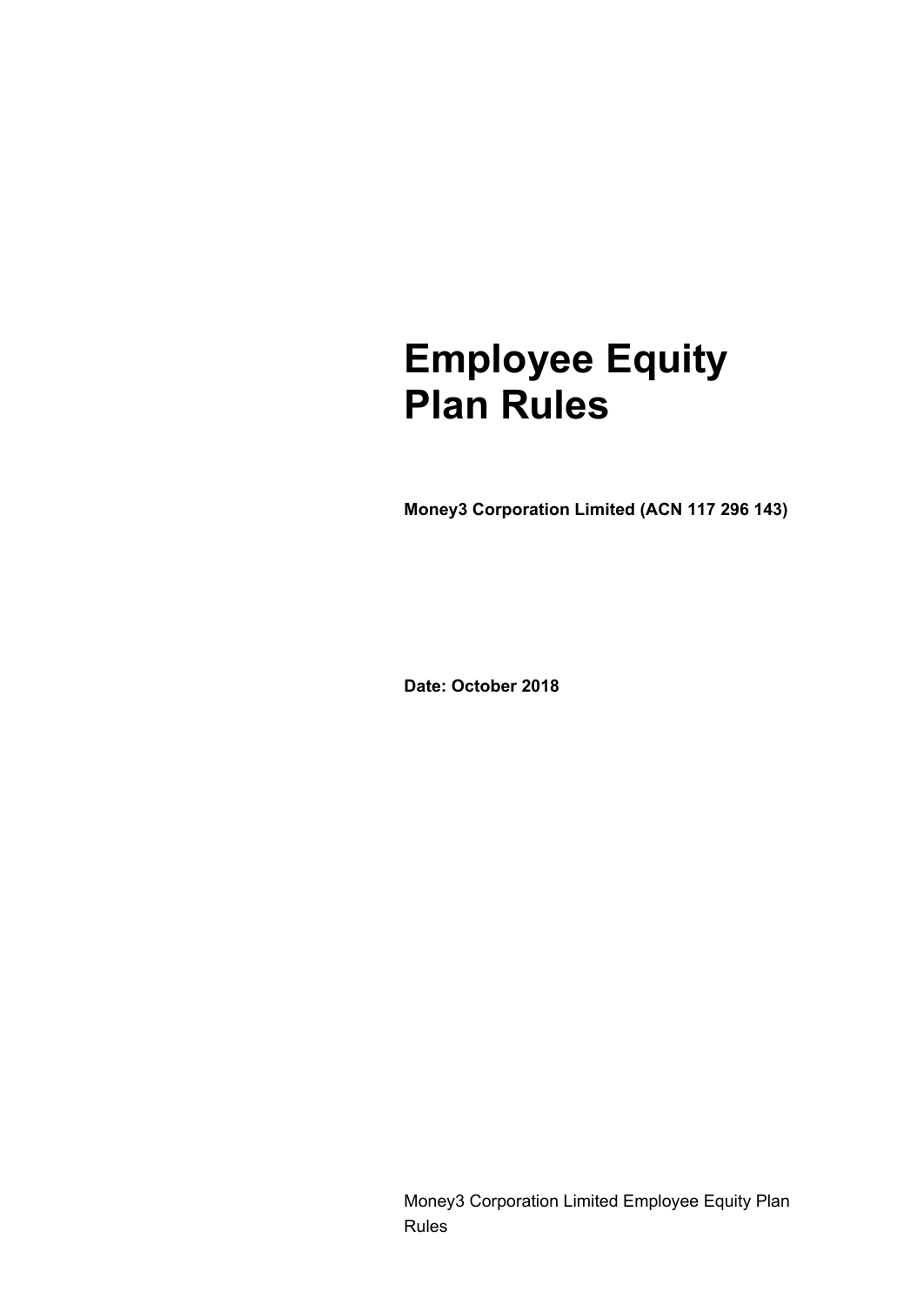# Employee Equity Plan Rules

**Money3 Corporation Limited (ACN 117 296 143)**

**Date: October 2018**

Money3 Corporation Limited Employee Equity Plan Rules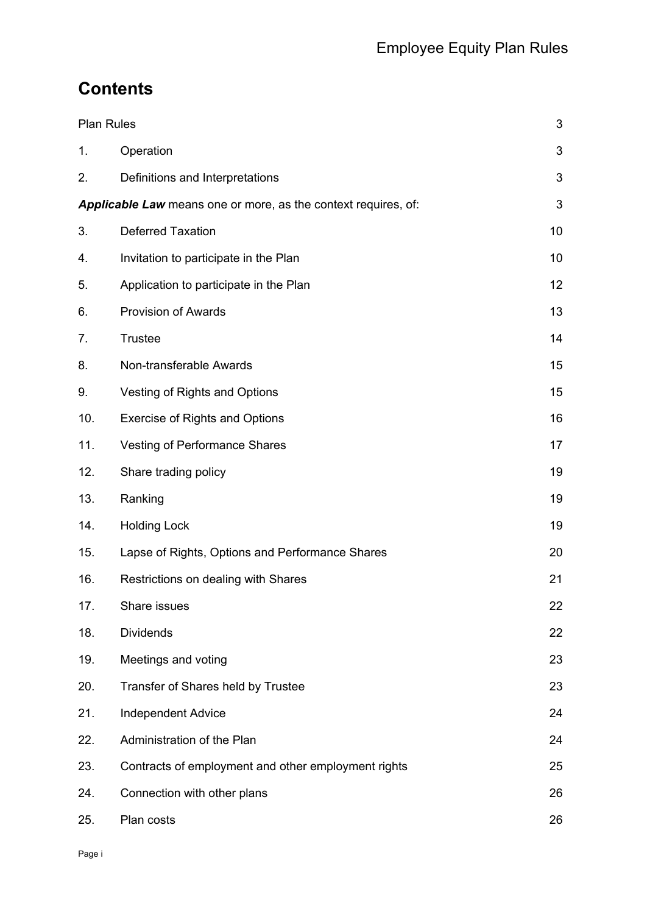# Contents

| | | |
|---|---|---|
| Plan Rules | | 3 |
| 1. | Operation | 3 |
| 2. | Definitions and Interpretations | 3 |
| ***Applicable Law*** means one or more, as the context requires, of: | | 3 |
| 3. | Deferred Taxation | 10 |
| 4. | Invitation to participate in the Plan | 10 |
| 5. | Application to participate in the Plan | 12 |
| 6. | Provision of Awards | 13 |
| 7. | Trustee | 14 |
| 8. | Non-transferable Awards | 15 |
| 9. | Vesting of Rights and Options | 15 |
| 10. | Exercise of Rights and Options | 16 |
| 11. | Vesting of Performance Shares | 17 |
| 12. | Share trading policy | 19 |
| 13. | Ranking | 19 |
| 14. | Holding Lock | 19 |
| 15. | Lapse of Rights, Options and Performance Shares | 20 |
| 16. | Restrictions on dealing with Shares | 21 |
| 17. | Share issues | 22 |
| 18. | Dividends | 22 |
| 19. | Meetings and voting | 23 |
| 20. | Transfer of Shares held by Trustee | 23 |
| 21. | Independent Advice | 24 |
| 22. | Administration of the Plan | 24 |
| 23. | Contracts of employment and other employment rights | 25 |
| 24. | Connection with other plans | 26 |
| 25. | Plan costs | 26 |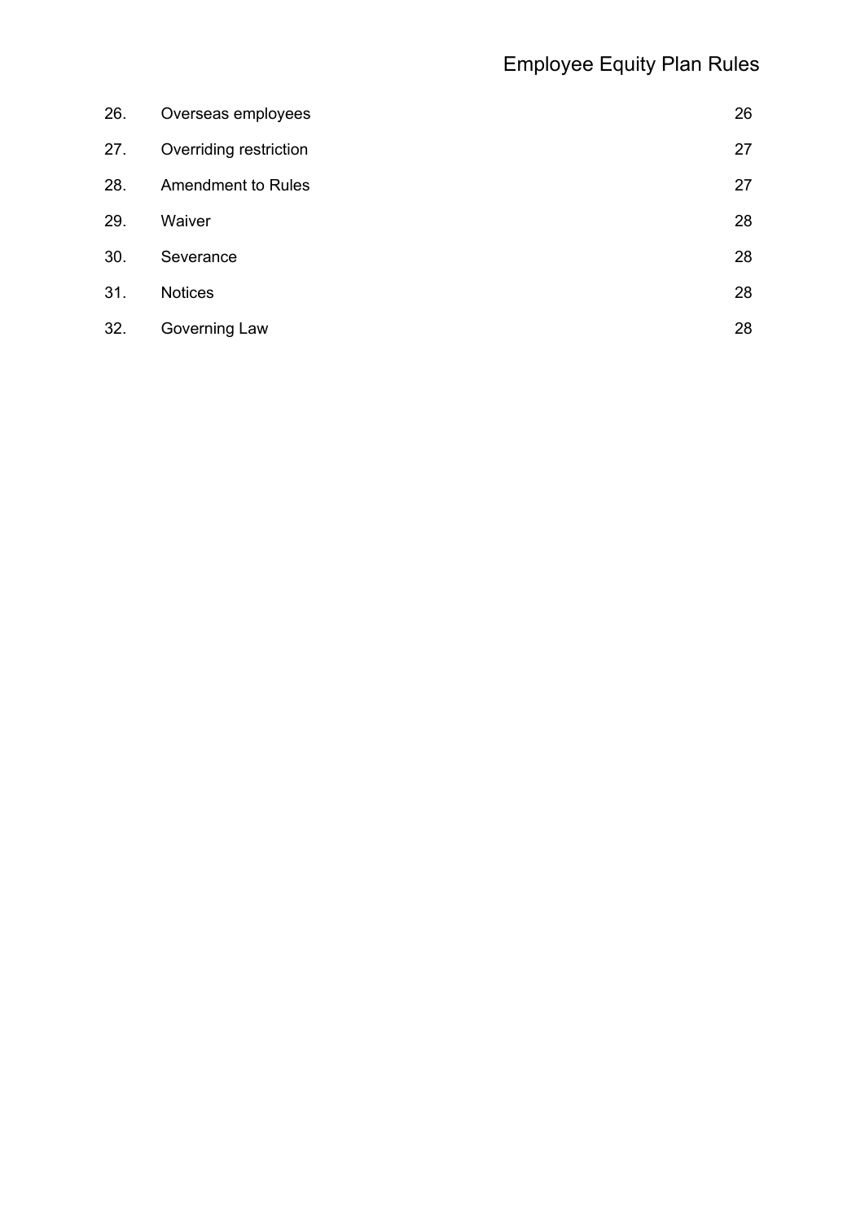| | | |
|---|---|---|
| 26. | Overseas employees | 26 |
| 27. | Overriding restriction | 27 |
| 28. | Amendment to Rules | 27 |
| 29. | Waiver | 28 |
| 30. | Severance | 28 |
| 31. | Notices | 28 |
| 32. | Governing Law | 28 |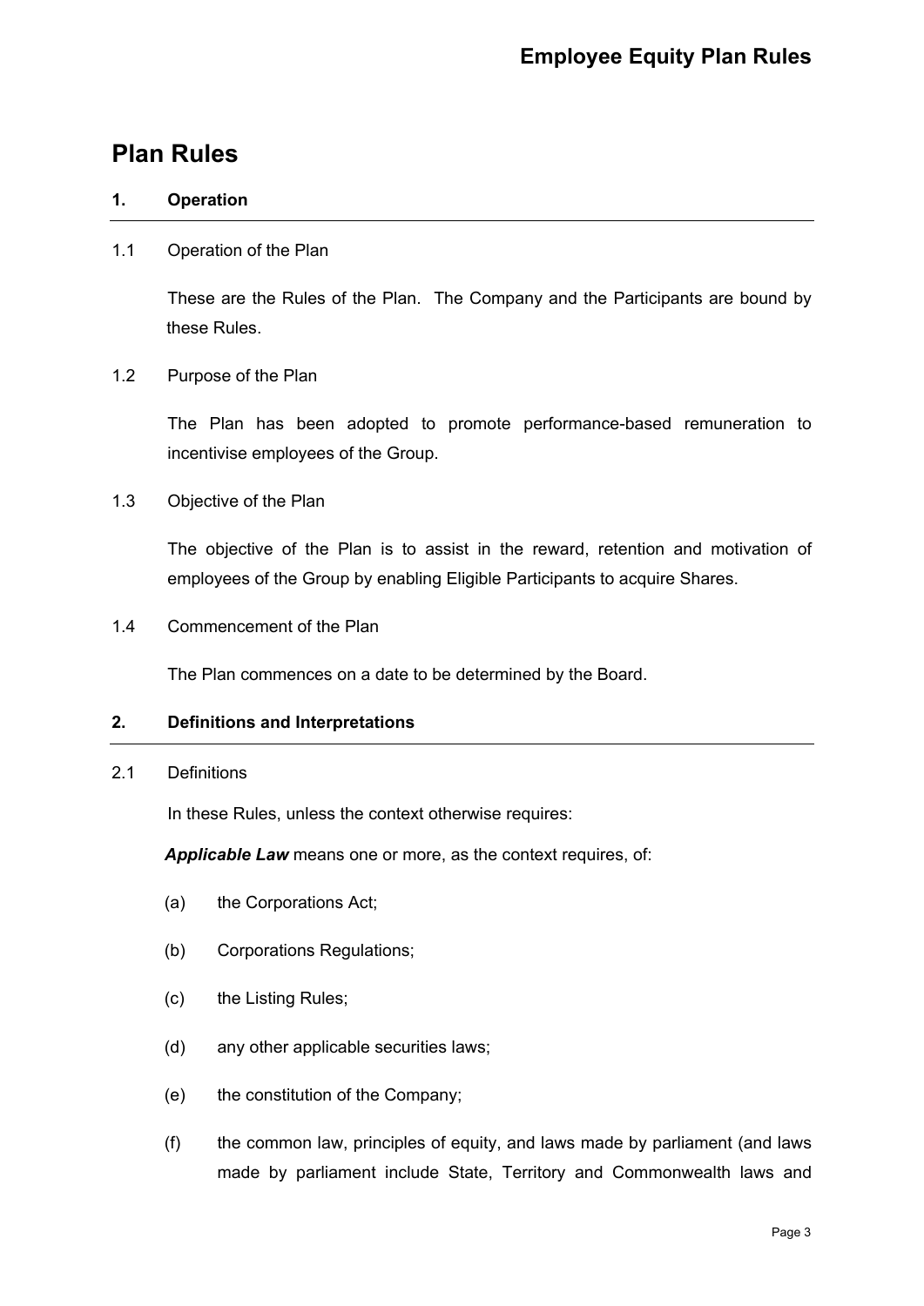# Plan Rules

## 1. Operation

1.1 Operation of the Plan

These are the Rules of the Plan. The Company and the Participants are bound by these Rules.

1.2 Purpose of the Plan

The Plan has been adopted to promote performance-based remuneration to incentivise employees of the Group.

1.3 Objective of the Plan

The objective of the Plan is to assist in the reward, retention and motivation of employees of the Group by enabling Eligible Participants to acquire Shares.

1.4 Commencement of the Plan

The Plan commences on a date to be determined by the Board.

## 2. Definitions and Interpretations

2.1 Definitions

In these Rules, unless the context otherwise requires:

***Applicable Law*** means one or more, as the context requires, of:

(a) the Corporations Act;

(b) Corporations Regulations;

(c) the Listing Rules;

(d) any other applicable securities laws;

(e) the constitution of the Company;

(f) the common law, principles of equity, and laws made by parliament (and laws made by parliament include State, Territory and Commonwealth laws and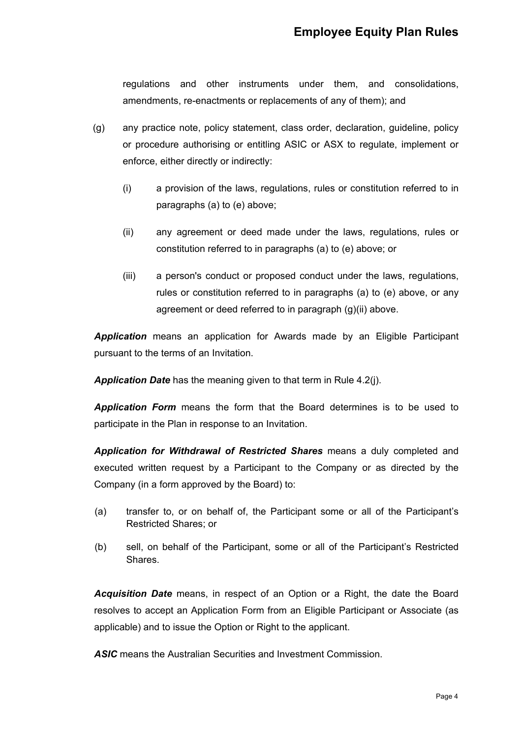regulations and other instruments under them, and consolidations, amendments, re-enactments or replacements of any of them); and

(g) any practice note, policy statement, class order, declaration, guideline, policy or procedure authorising or entitling ASIC or ASX to regulate, implement or enforce, either directly or indirectly:

   (i) a provision of the laws, regulations, rules or constitution referred to in paragraphs (a) to (e) above;

   (ii) any agreement or deed made under the laws, regulations, rules or constitution referred to in paragraphs (a) to (e) above; or

   (iii) a person's conduct or proposed conduct under the laws, regulations, rules or constitution referred to in paragraphs (a) to (e) above, or any agreement or deed referred to in paragraph (g)(ii) above.

***Application*** means an application for Awards made by an Eligible Participant pursuant to the terms of an Invitation.

***Application Date*** has the meaning given to that term in Rule 4.2(j).

***Application Form*** means the form that the Board determines is to be used to participate in the Plan in response to an Invitation.

***Application for Withdrawal of Restricted Shares*** means a duly completed and executed written request by a Participant to the Company or as directed by the Company (in a form approved by the Board) to:

(a) transfer to, or on behalf of, the Participant some or all of the Participant's Restricted Shares; or

(b) sell, on behalf of the Participant, some or all of the Participant's Restricted Shares.

***Acquisition Date*** means, in respect of an Option or a Right, the date the Board resolves to accept an Application Form from an Eligible Participant or Associate (as applicable) and to issue the Option or Right to the applicant.

***ASIC*** means the Australian Securities and Investment Commission.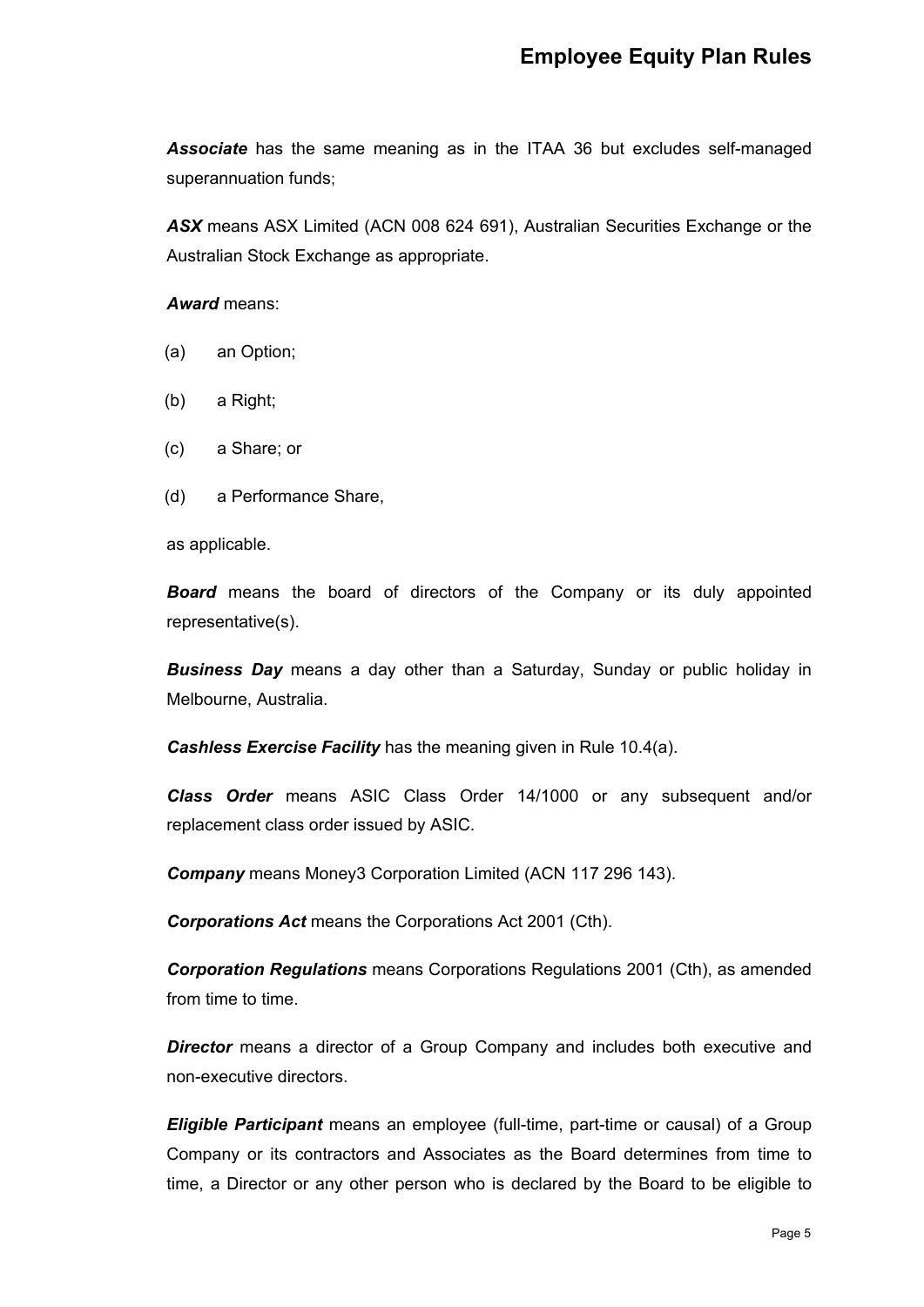***Associate*** has the same meaning as in the ITAA 36 but excludes self-managed superannuation funds;

***ASX*** means ASX Limited (ACN 008 624 691), Australian Securities Exchange or the Australian Stock Exchange as appropriate.

***Award*** means:

(a) an Option;

(b) a Right;

(c) a Share; or

(d) a Performance Share,

as applicable.

***Board*** means the board of directors of the Company or its duly appointed representative(s).

***Business Day*** means a day other than a Saturday, Sunday or public holiday in Melbourne, Australia.

***Cashless Exercise Facility*** has the meaning given in Rule 10.4(a).

***Class Order*** means ASIC Class Order 14/1000 or any subsequent and/or replacement class order issued by ASIC.

***Company*** means Money3 Corporation Limited (ACN 117 296 143).

***Corporations Act*** means the Corporations Act 2001 (Cth).

***Corporation Regulations*** means Corporations Regulations 2001 (Cth), as amended from time to time.

***Director*** means a director of a Group Company and includes both executive and non-executive directors.

***Eligible Participant*** means an employee (full-time, part-time or causal) of a Group Company or its contractors and Associates as the Board determines from time to time, a Director or any other person who is declared by the Board to be eligible to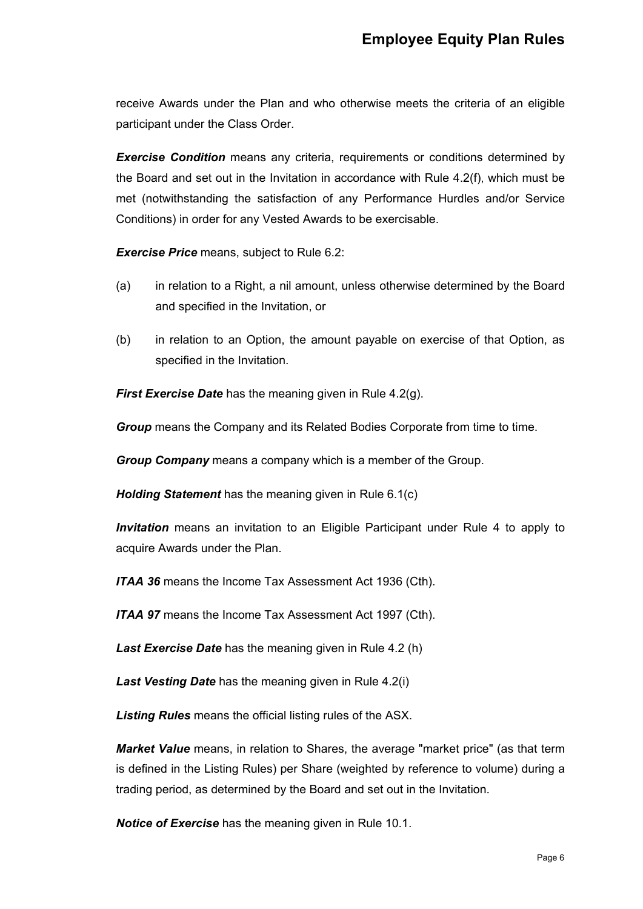receive Awards under the Plan and who otherwise meets the criteria of an eligible participant under the Class Order.

***Exercise Condition*** means any criteria, requirements or conditions determined by the Board and set out in the Invitation in accordance with Rule 4.2(f), which must be met (notwithstanding the satisfaction of any Performance Hurdles and/or Service Conditions) in order for any Vested Awards to be exercisable.

***Exercise Price*** means, subject to Rule 6.2:

(a) in relation to a Right, a nil amount, unless otherwise determined by the Board and specified in the Invitation, or

(b) in relation to an Option, the amount payable on exercise of that Option, as specified in the Invitation.

***First Exercise Date*** has the meaning given in Rule 4.2(g).

***Group*** means the Company and its Related Bodies Corporate from time to time.

***Group Company*** means a company which is a member of the Group.

***Holding Statement*** has the meaning given in Rule 6.1(c)

***Invitation*** means an invitation to an Eligible Participant under Rule 4 to apply to acquire Awards under the Plan.

***ITAA 36*** means the Income Tax Assessment Act 1936 (Cth).

***ITAA 97*** means the Income Tax Assessment Act 1997 (Cth).

***Last Exercise Date*** has the meaning given in Rule 4.2 (h)

***Last Vesting Date*** has the meaning given in Rule 4.2(i)

***Listing Rules*** means the official listing rules of the ASX.

***Market Value*** means, in relation to Shares, the average "market price" (as that term is defined in the Listing Rules) per Share (weighted by reference to volume) during a trading period, as determined by the Board and set out in the Invitation.

***Notice of Exercise*** has the meaning given in Rule 10.1.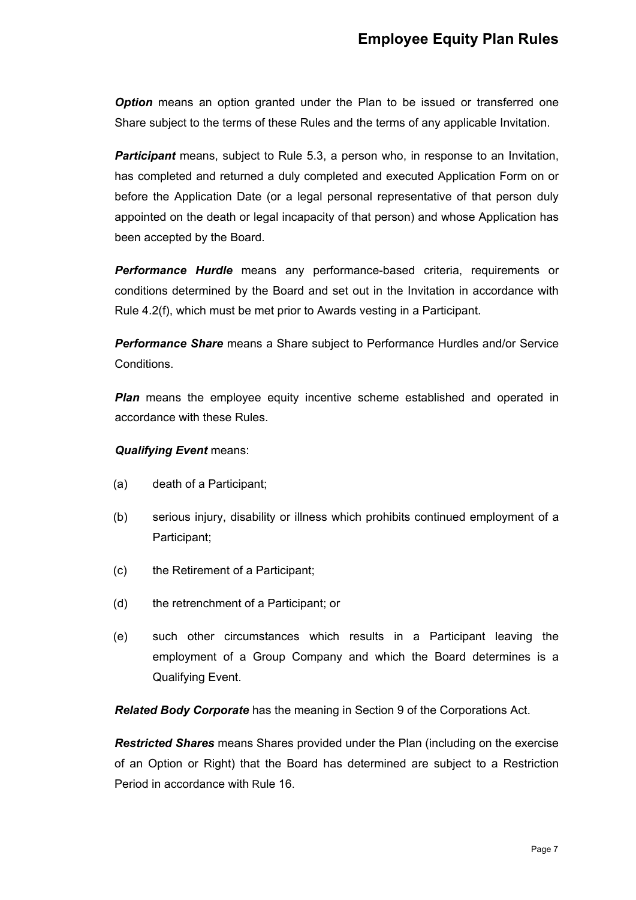***Option*** means an option granted under the Plan to be issued or transferred one Share subject to the terms of these Rules and the terms of any applicable Invitation.

***Participant*** means, subject to Rule 5.3, a person who, in response to an Invitation, has completed and returned a duly completed and executed Application Form on or before the Application Date (or a legal personal representative of that person duly appointed on the death or legal incapacity of that person) and whose Application has been accepted by the Board.

***Performance Hurdle*** means any performance-based criteria, requirements or conditions determined by the Board and set out in the Invitation in accordance with Rule 4.2(f), which must be met prior to Awards vesting in a Participant.

***Performance Share*** means a Share subject to Performance Hurdles and/or Service Conditions.

***Plan*** means the employee equity incentive scheme established and operated in accordance with these Rules.

***Qualifying Event*** means:

(a) death of a Participant;

(b) serious injury, disability or illness which prohibits continued employment of a Participant;

(c) the Retirement of a Participant;

(d) the retrenchment of a Participant; or

(e) such other circumstances which results in a Participant leaving the employment of a Group Company and which the Board determines is a Qualifying Event.

***Related Body Corporate*** has the meaning in Section 9 of the Corporations Act.

***Restricted Shares*** means Shares provided under the Plan (including on the exercise of an Option or Right) that the Board has determined are subject to a Restriction Period in accordance with Rule 16.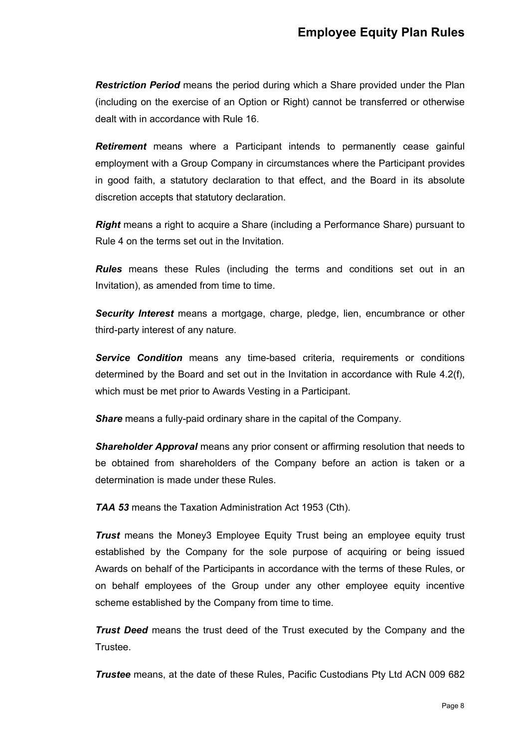***Restriction Period*** means the period during which a Share provided under the Plan (including on the exercise of an Option or Right) cannot be transferred or otherwise dealt with in accordance with Rule 16.

***Retirement*** means where a Participant intends to permanently cease gainful employment with a Group Company in circumstances where the Participant provides in good faith, a statutory declaration to that effect, and the Board in its absolute discretion accepts that statutory declaration.

***Right*** means a right to acquire a Share (including a Performance Share) pursuant to Rule 4 on the terms set out in the Invitation.

***Rules*** means these Rules (including the terms and conditions set out in an Invitation), as amended from time to time.

***Security Interest*** means a mortgage, charge, pledge, lien, encumbrance or other third-party interest of any nature.

***Service Condition*** means any time-based criteria, requirements or conditions determined by the Board and set out in the Invitation in accordance with Rule 4.2(f), which must be met prior to Awards Vesting in a Participant.

***Share*** means a fully-paid ordinary share in the capital of the Company.

***Shareholder Approval*** means any prior consent or affirming resolution that needs to be obtained from shareholders of the Company before an action is taken or a determination is made under these Rules.

***TAA 53*** means the Taxation Administration Act 1953 (Cth).

***Trust*** means the Money3 Employee Equity Trust being an employee equity trust established by the Company for the sole purpose of acquiring or being issued Awards on behalf of the Participants in accordance with the terms of these Rules, or on behalf employees of the Group under any other employee equity incentive scheme established by the Company from time to time.

***Trust Deed*** means the trust deed of the Trust executed by the Company and the Trustee.

***Trustee*** means, at the date of these Rules, Pacific Custodians Pty Ltd ACN 009 682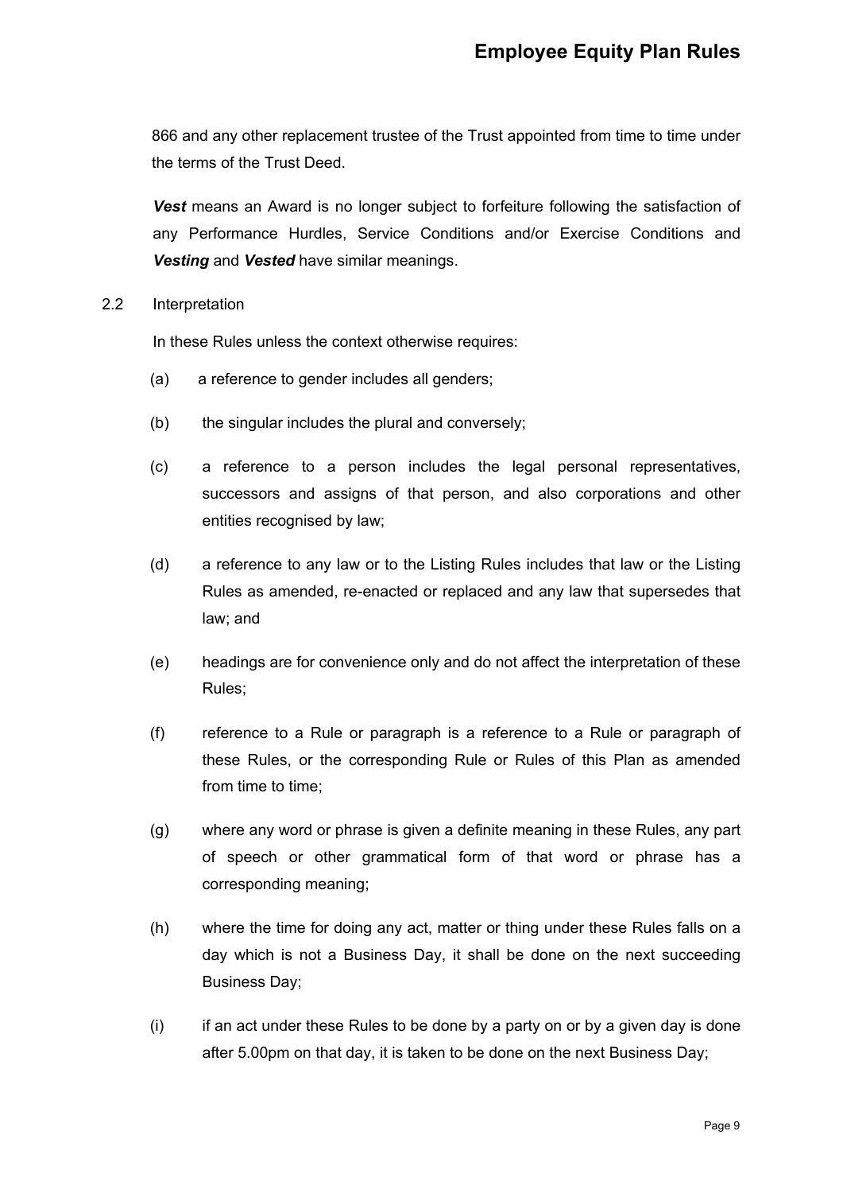866 and any other replacement trustee of the Trust appointed from time to time under the terms of the Trust Deed.

***Vest*** means an Award is no longer subject to forfeiture following the satisfaction of any Performance Hurdles, Service Conditions and/or Exercise Conditions and ***Vesting*** and ***Vested*** have similar meanings.

2.2 Interpretation

In these Rules unless the context otherwise requires:

(a) a reference to gender includes all genders;

(b) the singular includes the plural and conversely;

(c) a reference to a person includes the legal personal representatives, successors and assigns of that person, and also corporations and other entities recognised by law;

(d) a reference to any law or to the Listing Rules includes that law or the Listing Rules as amended, re-enacted or replaced and any law that supersedes that law; and

(e) headings are for convenience only and do not affect the interpretation of these Rules;

(f) reference to a Rule or paragraph is a reference to a Rule or paragraph of these Rules, or the corresponding Rule or Rules of this Plan as amended from time to time;

(g) where any word or phrase is given a definite meaning in these Rules, any part of speech or other grammatical form of that word or phrase has a corresponding meaning;

(h) where the time for doing any act, matter or thing under these Rules falls on a day which is not a Business Day, it shall be done on the next succeeding Business Day;

(i) if an act under these Rules to be done by a party on or by a given day is done after 5.00pm on that day, it is taken to be done on the next Business Day;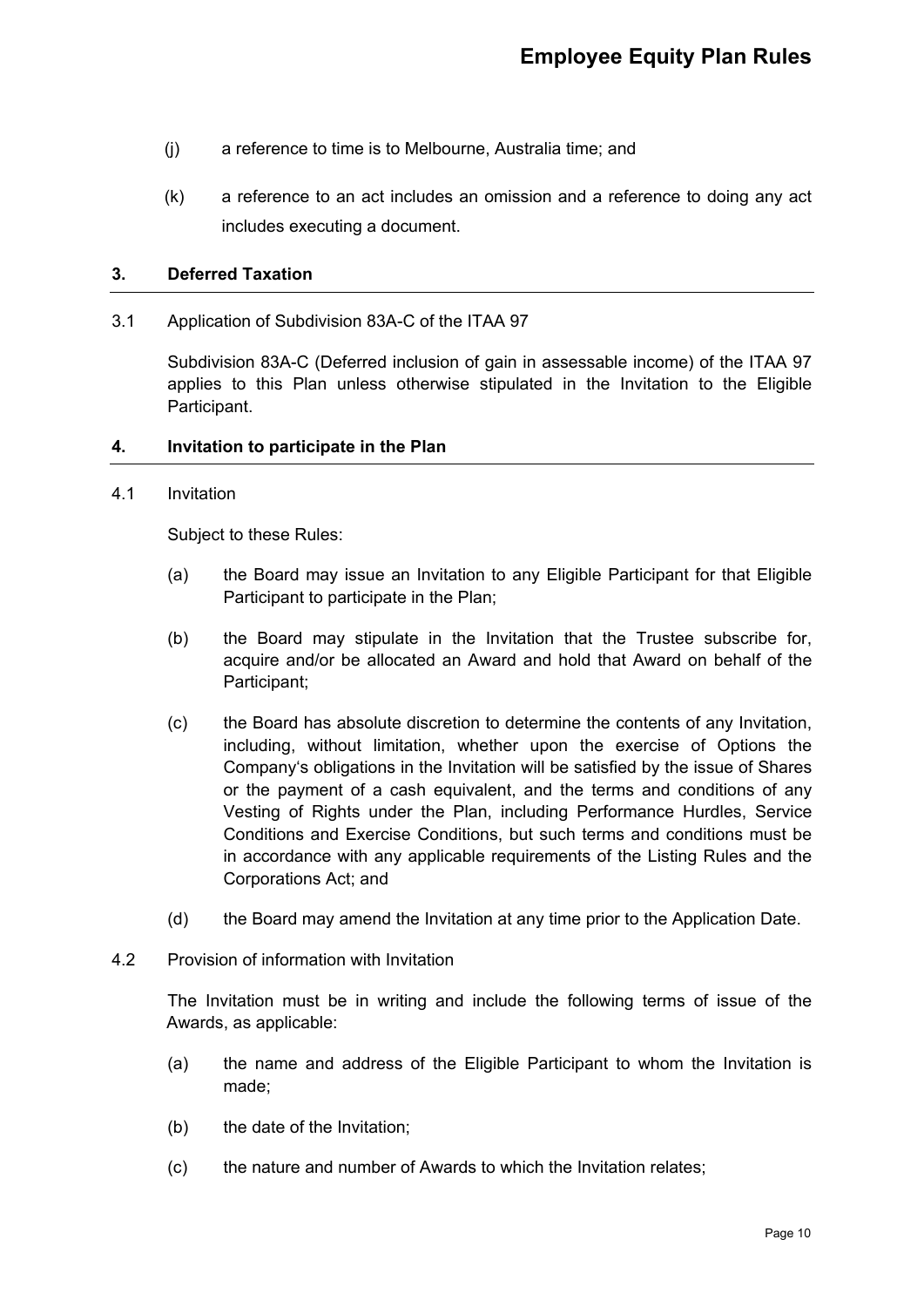(j) a reference to time is to Melbourne, Australia time; and

(k) a reference to an act includes an omission and a reference to doing any act includes executing a document.

## 3. Deferred Taxation

3.1 Application of Subdivision 83A-C of the ITAA 97

Subdivision 83A-C (Deferred inclusion of gain in assessable income) of the ITAA 97 applies to this Plan unless otherwise stipulated in the Invitation to the Eligible Participant.

## 4. Invitation to participate in the Plan

4.1 Invitation

Subject to these Rules:

(a) the Board may issue an Invitation to any Eligible Participant for that Eligible Participant to participate in the Plan;

(b) the Board may stipulate in the Invitation that the Trustee subscribe for, acquire and/or be allocated an Award and hold that Award on behalf of the Participant;

(c) the Board has absolute discretion to determine the contents of any Invitation, including, without limitation, whether upon the exercise of Options the Company's obligations in the Invitation will be satisfied by the issue of Shares or the payment of a cash equivalent, and the terms and conditions of any Vesting of Rights under the Plan, including Performance Hurdles, Service Conditions and Exercise Conditions, but such terms and conditions must be in accordance with any applicable requirements of the Listing Rules and the Corporations Act; and

(d) the Board may amend the Invitation at any time prior to the Application Date.

4.2 Provision of information with Invitation

The Invitation must be in writing and include the following terms of issue of the Awards, as applicable:

(a) the name and address of the Eligible Participant to whom the Invitation is made;

(b) the date of the Invitation;

(c) the nature and number of Awards to which the Invitation relates;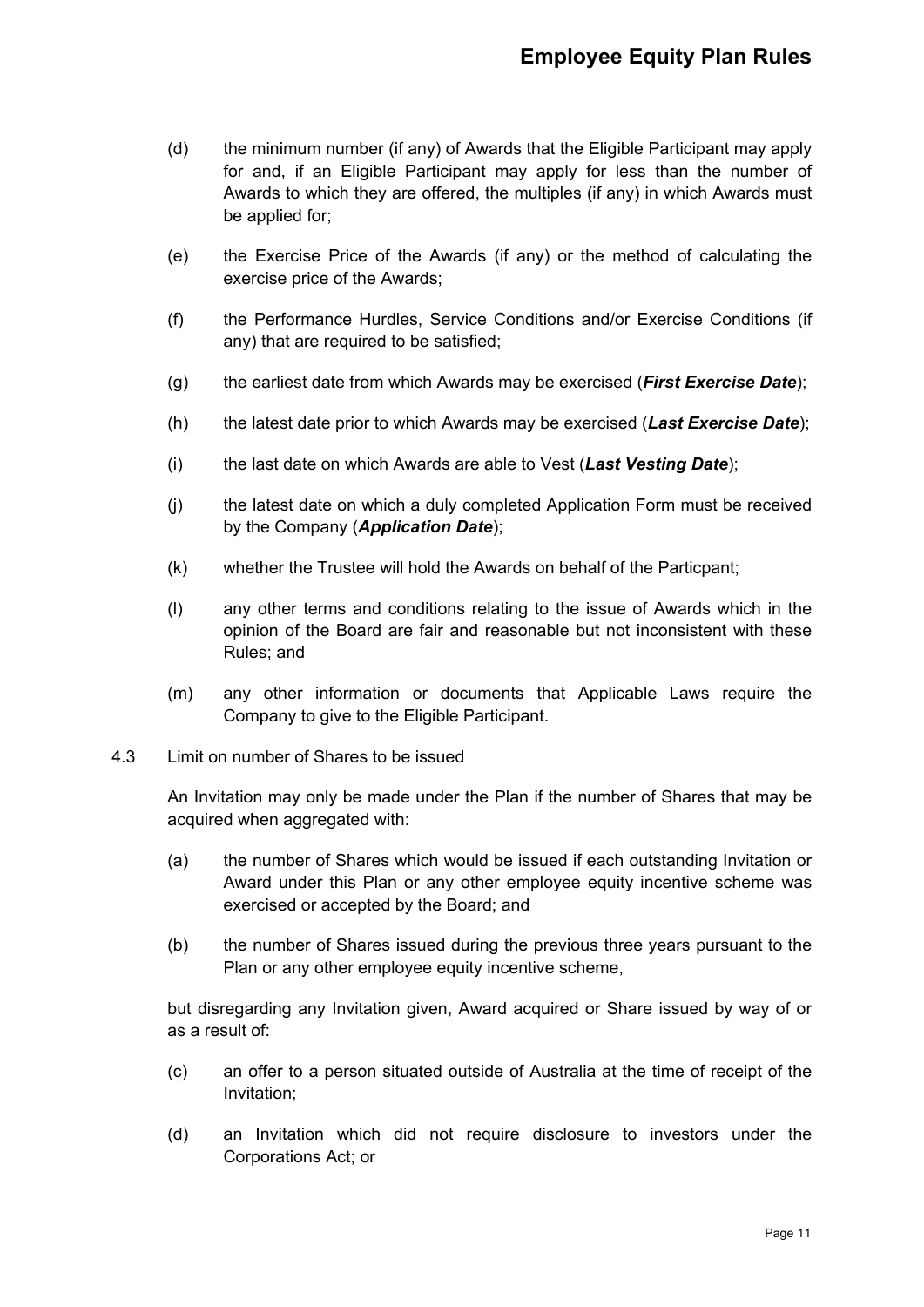(d) the minimum number (if any) of Awards that the Eligible Participant may apply for and, if an Eligible Participant may apply for less than the number of Awards to which they are offered, the multiples (if any) in which Awards must be applied for;

(e) the Exercise Price of the Awards (if any) or the method of calculating the exercise price of the Awards;

(f) the Performance Hurdles, Service Conditions and/or Exercise Conditions (if any) that are required to be satisfied;

(g) the earliest date from which Awards may be exercised (***First Exercise Date***);

(h) the latest date prior to which Awards may be exercised (***Last Exercise Date***);

(i) the last date on which Awards are able to Vest (***Last Vesting Date***);

(j) the latest date on which a duly completed Application Form must be received by the Company (***Application Date***);

(k) whether the Trustee will hold the Awards on behalf of the Particpant;

(l) any other terms and conditions relating to the issue of Awards which in the opinion of the Board are fair and reasonable but not inconsistent with these Rules; and

(m) any other information or documents that Applicable Laws require the Company to give to the Eligible Participant.

4.3 Limit on number of Shares to be issued

An Invitation may only be made under the Plan if the number of Shares that may be acquired when aggregated with:

(a) the number of Shares which would be issued if each outstanding Invitation or Award under this Plan or any other employee equity incentive scheme was exercised or accepted by the Board; and

(b) the number of Shares issued during the previous three years pursuant to the Plan or any other employee equity incentive scheme,

but disregarding any Invitation given, Award acquired or Share issued by way of or as a result of:

(c) an offer to a person situated outside of Australia at the time of receipt of the Invitation;

(d) an Invitation which did not require disclosure to investors under the Corporations Act; or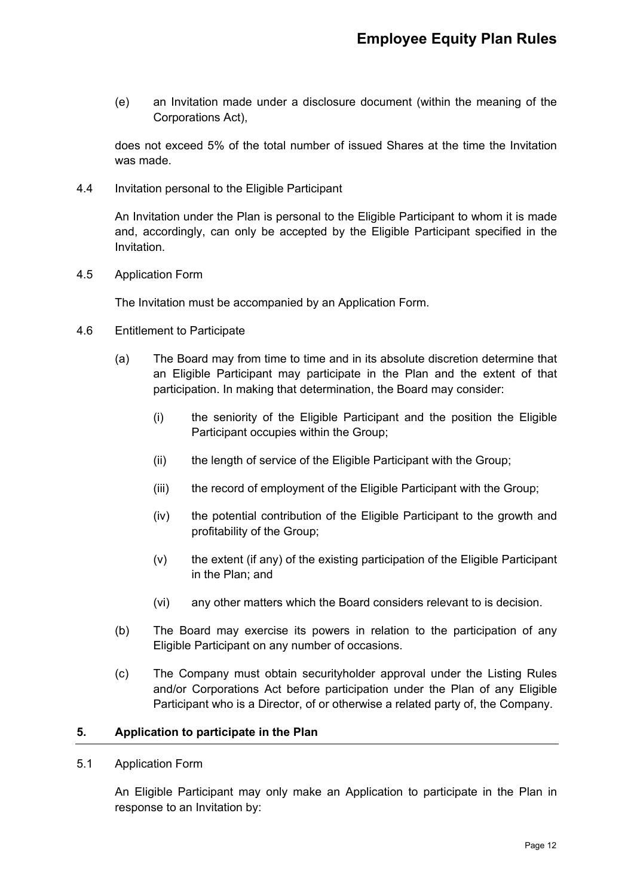(e) an Invitation made under a disclosure document (within the meaning of the Corporations Act),

does not exceed 5% of the total number of issued Shares at the time the Invitation was made.

4.4 Invitation personal to the Eligible Participant

An Invitation under the Plan is personal to the Eligible Participant to whom it is made and, accordingly, can only be accepted by the Eligible Participant specified in the Invitation.

4.5 Application Form

The Invitation must be accompanied by an Application Form.

4.6 Entitlement to Participate

(a) The Board may from time to time and in its absolute discretion determine that an Eligible Participant may participate in the Plan and the extent of that participation. In making that determination, the Board may consider:

(i) the seniority of the Eligible Participant and the position the Eligible Participant occupies within the Group;

(ii) the length of service of the Eligible Participant with the Group;

(iii) the record of employment of the Eligible Participant with the Group;

(iv) the potential contribution of the Eligible Participant to the growth and profitability of the Group;

(v) the extent (if any) of the existing participation of the Eligible Participant in the Plan; and

(vi) any other matters which the Board considers relevant to is decision.

(b) The Board may exercise its powers in relation to the participation of any Eligible Participant on any number of occasions.

(c) The Company must obtain securityholder approval under the Listing Rules and/or Corporations Act before participation under the Plan of any Eligible Participant who is a Director, of or otherwise a related party of, the Company.

## 5. Application to participate in the Plan

5.1 Application Form

An Eligible Participant may only make an Application to participate in the Plan in response to an Invitation by: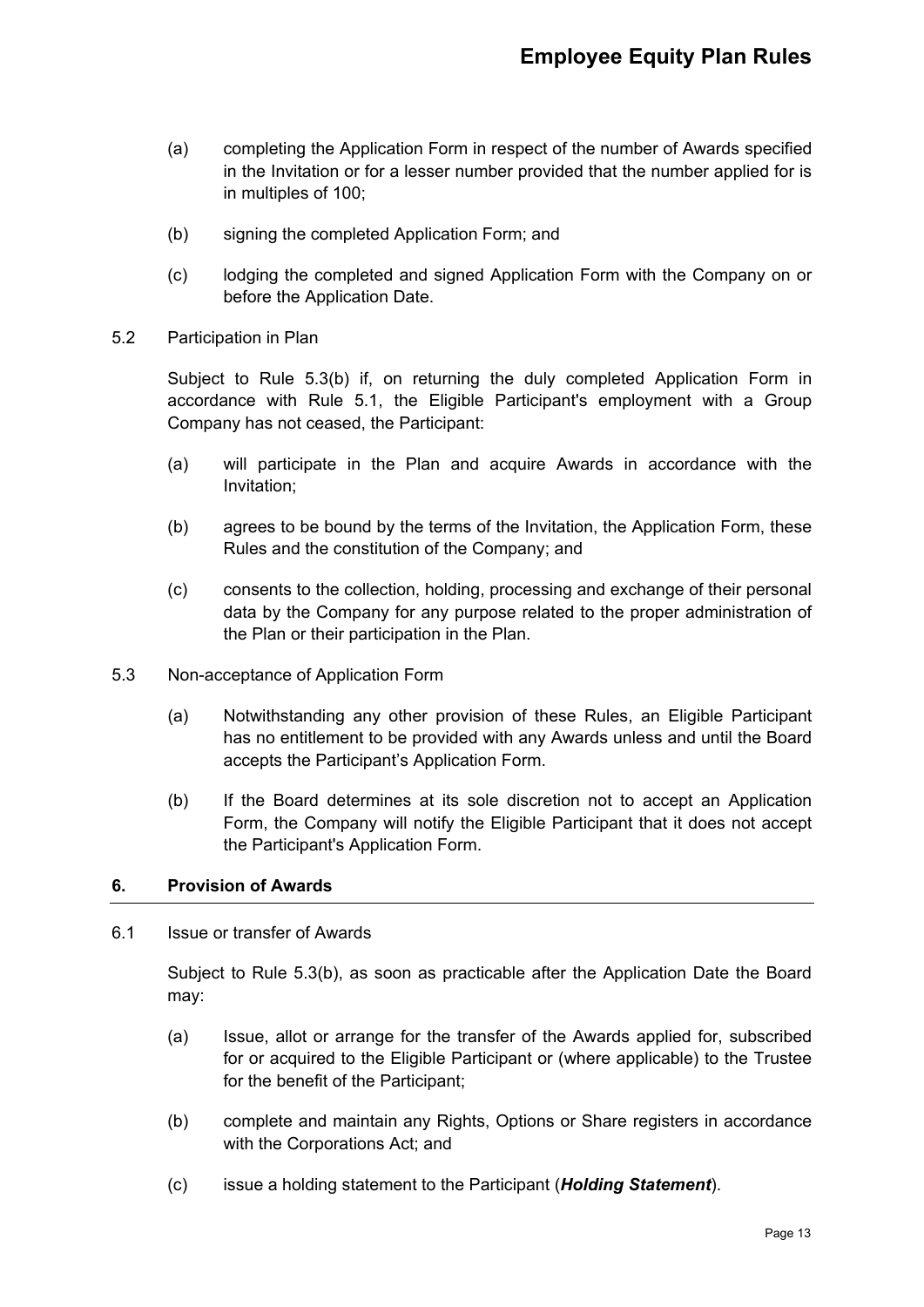(a) completing the Application Form in respect of the number of Awards specified in the Invitation or for a lesser number provided that the number applied for is in multiples of 100;

(b) signing the completed Application Form; and

(c) lodging the completed and signed Application Form with the Company on or before the Application Date.

5.2 Participation in Plan

Subject to Rule 5.3(b) if, on returning the duly completed Application Form in accordance with Rule 5.1, the Eligible Participant's employment with a Group Company has not ceased, the Participant:

(a) will participate in the Plan and acquire Awards in accordance with the Invitation;

(b) agrees to be bound by the terms of the Invitation, the Application Form, these Rules and the constitution of the Company; and

(c) consents to the collection, holding, processing and exchange of their personal data by the Company for any purpose related to the proper administration of the Plan or their participation in the Plan.

5.3 Non-acceptance of Application Form

(a) Notwithstanding any other provision of these Rules, an Eligible Participant has no entitlement to be provided with any Awards unless and until the Board accepts the Participant's Application Form.

(b) If the Board determines at its sole discretion not to accept an Application Form, the Company will notify the Eligible Participant that it does not accept the Participant's Application Form.

## 6. Provision of Awards

6.1 Issue or transfer of Awards

Subject to Rule 5.3(b), as soon as practicable after the Application Date the Board may:

(a) Issue, allot or arrange for the transfer of the Awards applied for, subscribed for or acquired to the Eligible Participant or (where applicable) to the Trustee for the benefit of the Participant;

(b) complete and maintain any Rights, Options or Share registers in accordance with the Corporations Act; and

(c) issue a holding statement to the Participant (***Holding Statement***).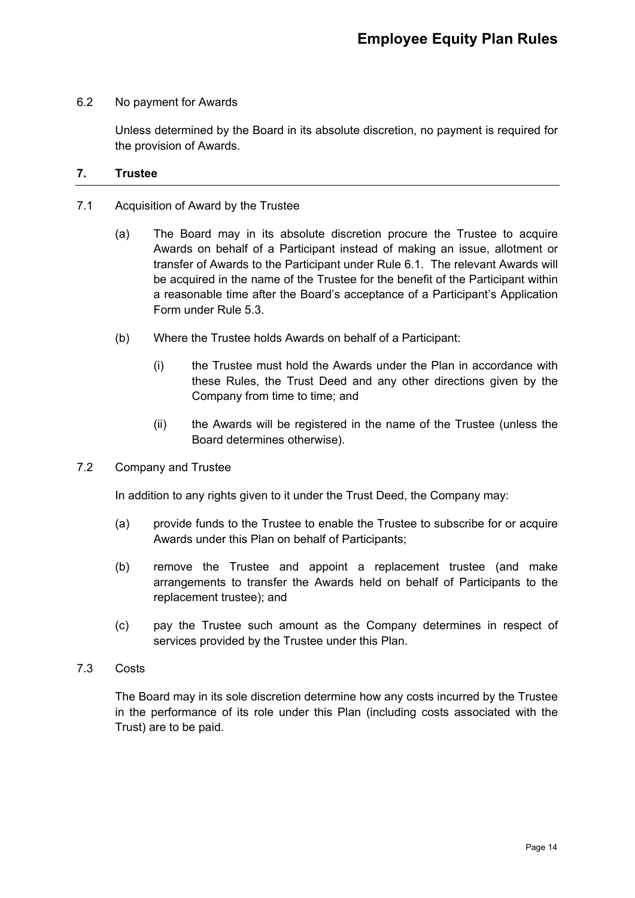6.2 No payment for Awards

Unless determined by the Board in its absolute discretion, no payment is required for the provision of Awards.

## 7. Trustee

7.1 Acquisition of Award by the Trustee

(a) The Board may in its absolute discretion procure the Trustee to acquire Awards on behalf of a Participant instead of making an issue, allotment or transfer of Awards to the Participant under Rule 6.1. The relevant Awards will be acquired in the name of the Trustee for the benefit of the Participant within a reasonable time after the Board's acceptance of a Participant's Application Form under Rule 5.3.

(b) Where the Trustee holds Awards on behalf of a Participant:

(i) the Trustee must hold the Awards under the Plan in accordance with these Rules, the Trust Deed and any other directions given by the Company from time to time; and

(ii) the Awards will be registered in the name of the Trustee (unless the Board determines otherwise).

7.2 Company and Trustee

In addition to any rights given to it under the Trust Deed, the Company may:

(a) provide funds to the Trustee to enable the Trustee to subscribe for or acquire Awards under this Plan on behalf of Participants;

(b) remove the Trustee and appoint a replacement trustee (and make arrangements to transfer the Awards held on behalf of Participants to the replacement trustee); and

(c) pay the Trustee such amount as the Company determines in respect of services provided by the Trustee under this Plan.

7.3 Costs

The Board may in its sole discretion determine how any costs incurred by the Trustee in the performance of its role under this Plan (including costs associated with the Trust) are to be paid.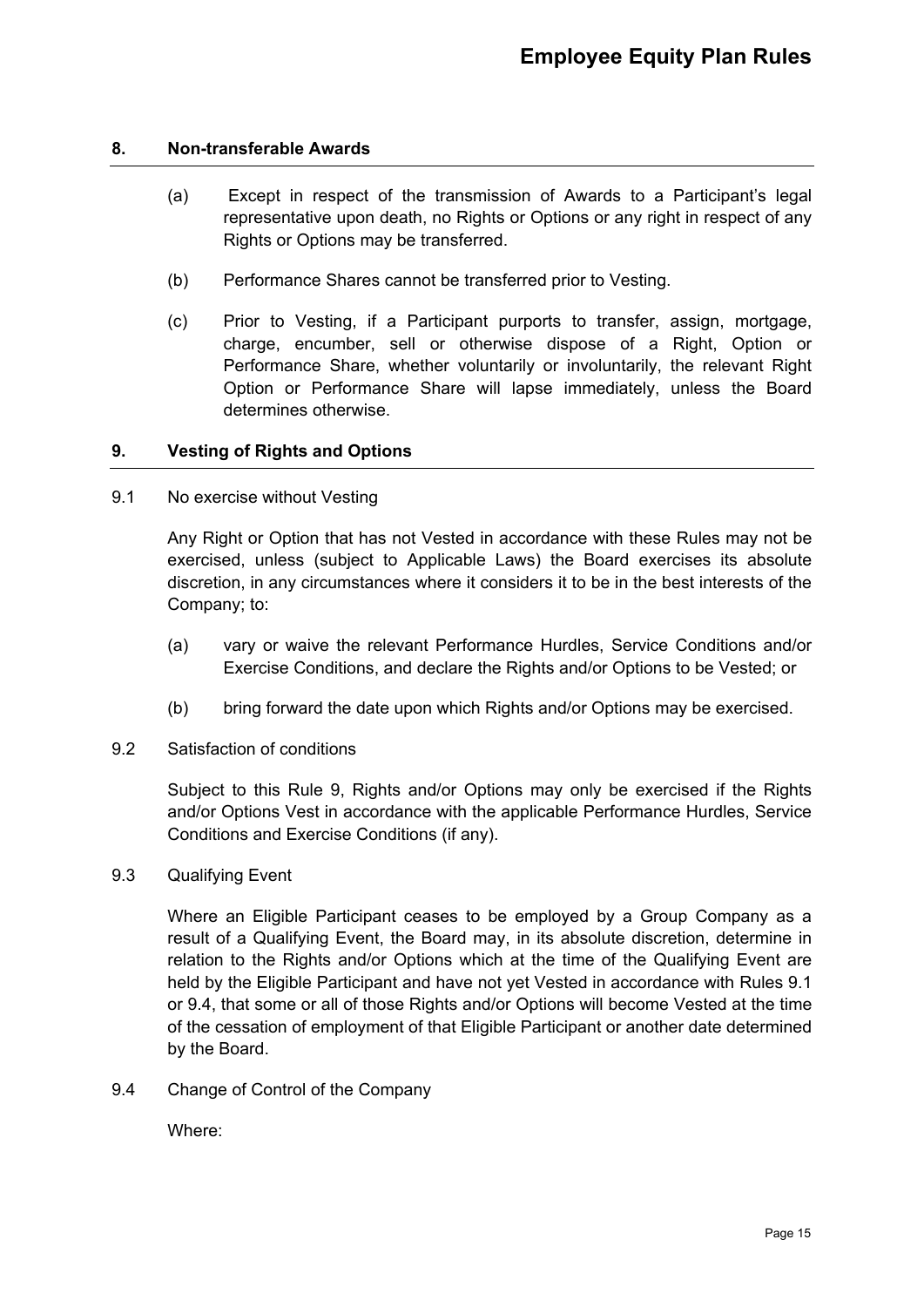## 8. Non-transferable Awards

(a) Except in respect of the transmission of Awards to a Participant's legal representative upon death, no Rights or Options or any right in respect of any Rights or Options may be transferred.

(b) Performance Shares cannot be transferred prior to Vesting.

(c) Prior to Vesting, if a Participant purports to transfer, assign, mortgage, charge, encumber, sell or otherwise dispose of a Right, Option or Performance Share, whether voluntarily or involuntarily, the relevant Right Option or Performance Share will lapse immediately, unless the Board determines otherwise.

## 9. Vesting of Rights and Options

9.1 No exercise without Vesting

Any Right or Option that has not Vested in accordance with these Rules may not be exercised, unless (subject to Applicable Laws) the Board exercises its absolute discretion, in any circumstances where it considers it to be in the best interests of the Company; to:

(a) vary or waive the relevant Performance Hurdles, Service Conditions and/or Exercise Conditions, and declare the Rights and/or Options to be Vested; or

(b) bring forward the date upon which Rights and/or Options may be exercised.

9.2 Satisfaction of conditions

Subject to this Rule 9, Rights and/or Options may only be exercised if the Rights and/or Options Vest in accordance with the applicable Performance Hurdles, Service Conditions and Exercise Conditions (if any).

9.3 Qualifying Event

Where an Eligible Participant ceases to be employed by a Group Company as a result of a Qualifying Event, the Board may, in its absolute discretion, determine in relation to the Rights and/or Options which at the time of the Qualifying Event are held by the Eligible Participant and have not yet Vested in accordance with Rules 9.1 or 9.4, that some or all of those Rights and/or Options will become Vested at the time of the cessation of employment of that Eligible Participant or another date determined by the Board.

9.4 Change of Control of the Company

Where: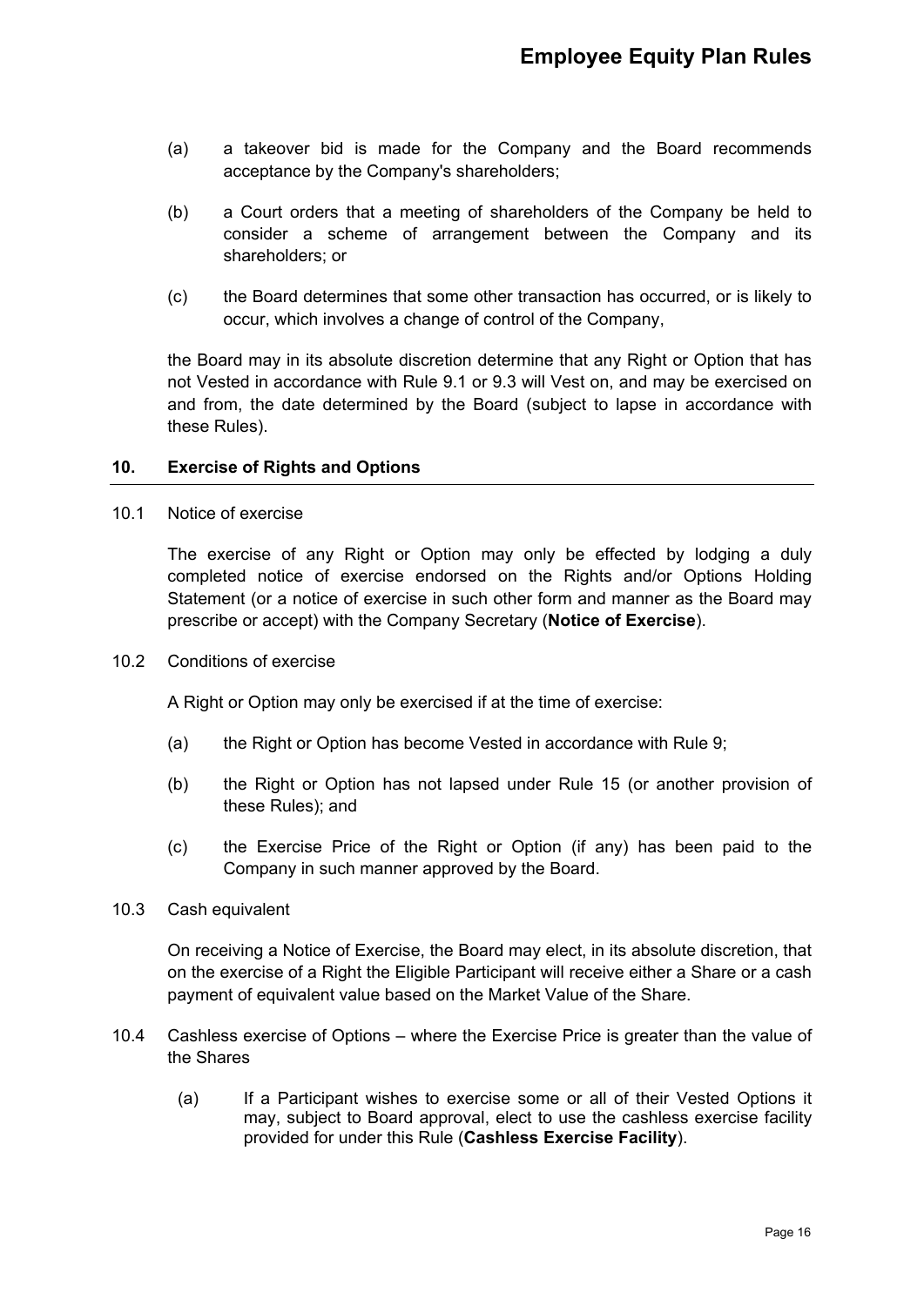(a) a takeover bid is made for the Company and the Board recommends acceptance by the Company's shareholders;

(b) a Court orders that a meeting of shareholders of the Company be held to consider a scheme of arrangement between the Company and its shareholders; or

(c) the Board determines that some other transaction has occurred, or is likely to occur, which involves a change of control of the Company,

the Board may in its absolute discretion determine that any Right or Option that has not Vested in accordance with Rule 9.1 or 9.3 will Vest on, and may be exercised on and from, the date determined by the Board (subject to lapse in accordance with these Rules).

## 10. Exercise of Rights and Options

10.1 Notice of exercise

The exercise of any Right or Option may only be effected by lodging a duly completed notice of exercise endorsed on the Rights and/or Options Holding Statement (or a notice of exercise in such other form and manner as the Board may prescribe or accept) with the Company Secretary (**Notice of Exercise**).

10.2 Conditions of exercise

A Right or Option may only be exercised if at the time of exercise:

(a) the Right or Option has become Vested in accordance with Rule 9;

(b) the Right or Option has not lapsed under Rule 15 (or another provision of these Rules); and

(c) the Exercise Price of the Right or Option (if any) has been paid to the Company in such manner approved by the Board.

10.3 Cash equivalent

On receiving a Notice of Exercise, the Board may elect, in its absolute discretion, that on the exercise of a Right the Eligible Participant will receive either a Share or a cash payment of equivalent value based on the Market Value of the Share.

10.4 Cashless exercise of Options – where the Exercise Price is greater than the value of the Shares

(a) If a Participant wishes to exercise some or all of their Vested Options it may, subject to Board approval, elect to use the cashless exercise facility provided for under this Rule (**Cashless Exercise Facility**).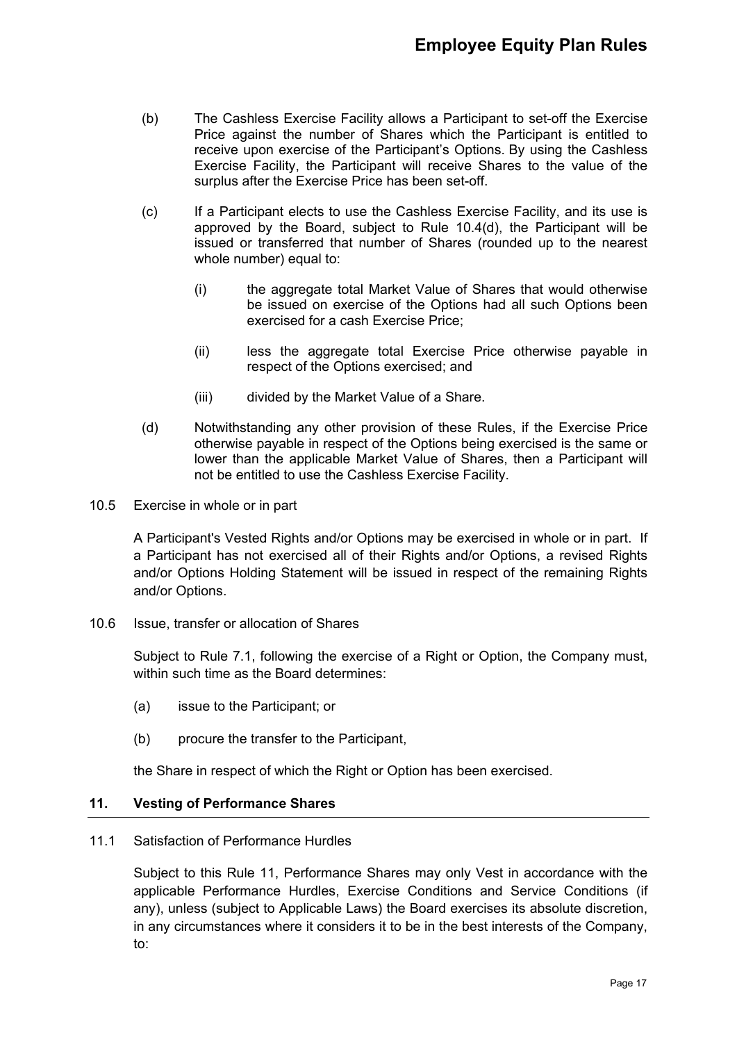(b) The Cashless Exercise Facility allows a Participant to set-off the Exercise Price against the number of Shares which the Participant is entitled to receive upon exercise of the Participant's Options. By using the Cashless Exercise Facility, the Participant will receive Shares to the value of the surplus after the Exercise Price has been set-off.

(c) If a Participant elects to use the Cashless Exercise Facility, and its use is approved by the Board, subject to Rule 10.4(d), the Participant will be issued or transferred that number of Shares (rounded up to the nearest whole number) equal to:

   (i) the aggregate total Market Value of Shares that would otherwise be issued on exercise of the Options had all such Options been exercised for a cash Exercise Price;

   (ii) less the aggregate total Exercise Price otherwise payable in respect of the Options exercised; and

   (iii) divided by the Market Value of a Share.

(d) Notwithstanding any other provision of these Rules, if the Exercise Price otherwise payable in respect of the Options being exercised is the same or lower than the applicable Market Value of Shares, then a Participant will not be entitled to use the Cashless Exercise Facility.

10.5 Exercise in whole or in part

A Participant's Vested Rights and/or Options may be exercised in whole or in part. If a Participant has not exercised all of their Rights and/or Options, a revised Rights and/or Options Holding Statement will be issued in respect of the remaining Rights and/or Options.

10.6 Issue, transfer or allocation of Shares

Subject to Rule 7.1, following the exercise of a Right or Option, the Company must, within such time as the Board determines:

(a) issue to the Participant; or

(b) procure the transfer to the Participant,

the Share in respect of which the Right or Option has been exercised.

## 11. Vesting of Performance Shares

11.1 Satisfaction of Performance Hurdles

Subject to this Rule 11, Performance Shares may only Vest in accordance with the applicable Performance Hurdles, Exercise Conditions and Service Conditions (if any), unless (subject to Applicable Laws) the Board exercises its absolute discretion, in any circumstances where it considers it to be in the best interests of the Company, to: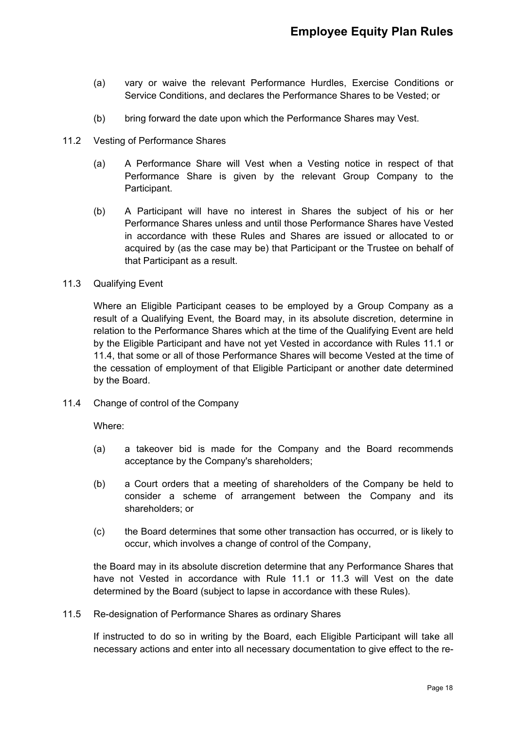(a) vary or waive the relevant Performance Hurdles, Exercise Conditions or Service Conditions, and declares the Performance Shares to be Vested; or

(b) bring forward the date upon which the Performance Shares may Vest.

### 11.2 Vesting of Performance Shares

(a) A Performance Share will Vest when a Vesting notice in respect of that Performance Share is given by the relevant Group Company to the Participant.

(b) A Participant will have no interest in Shares the subject of his or her Performance Shares unless and until those Performance Shares have Vested in accordance with these Rules and Shares are issued or allocated to or acquired by (as the case may be) that Participant or the Trustee on behalf of that Participant as a result.

### 11.3 Qualifying Event

Where an Eligible Participant ceases to be employed by a Group Company as a result of a Qualifying Event, the Board may, in its absolute discretion, determine in relation to the Performance Shares which at the time of the Qualifying Event are held by the Eligible Participant and have not yet Vested in accordance with Rules 11.1 or 11.4, that some or all of those Performance Shares will become Vested at the time of the cessation of employment of that Eligible Participant or another date determined by the Board.

### 11.4 Change of control of the Company

Where:

(a) a takeover bid is made for the Company and the Board recommends acceptance by the Company's shareholders;

(b) a Court orders that a meeting of shareholders of the Company be held to consider a scheme of arrangement between the Company and its shareholders; or

(c) the Board determines that some other transaction has occurred, or is likely to occur, which involves a change of control of the Company,

the Board may in its absolute discretion determine that any Performance Shares that have not Vested in accordance with Rule 11.1 or 11.3 will Vest on the date determined by the Board (subject to lapse in accordance with these Rules).

### 11.5 Re-designation of Performance Shares as ordinary Shares

If instructed to do so in writing by the Board, each Eligible Participant will take all necessary actions and enter into all necessary documentation to give effect to the re-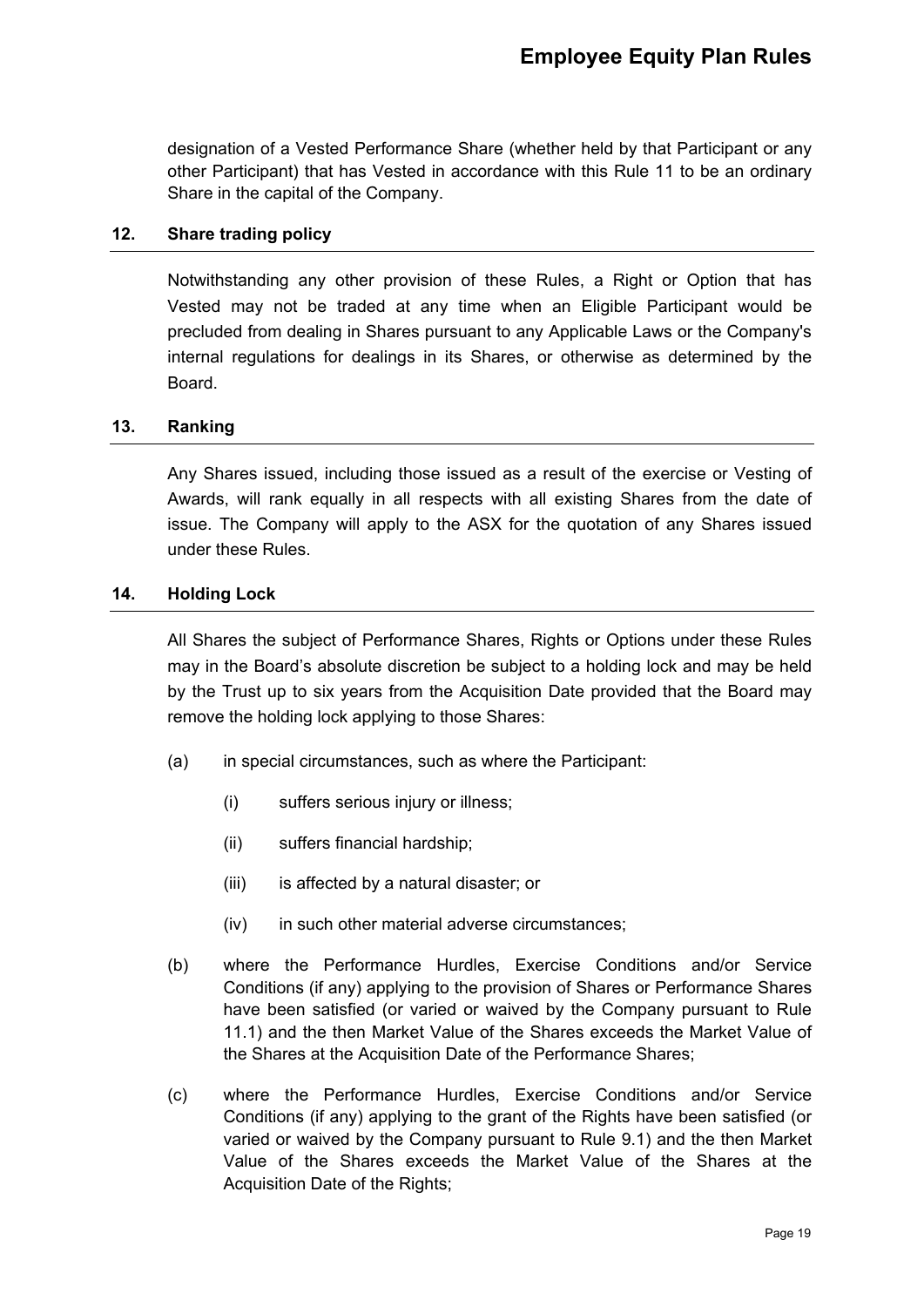designation of a Vested Performance Share (whether held by that Participant or any other Participant) that has Vested in accordance with this Rule 11 to be an ordinary Share in the capital of the Company.

## 12. Share trading policy

Notwithstanding any other provision of these Rules, a Right or Option that has Vested may not be traded at any time when an Eligible Participant would be precluded from dealing in Shares pursuant to any Applicable Laws or the Company's internal regulations for dealings in its Shares, or otherwise as determined by the Board.

## 13. Ranking

Any Shares issued, including those issued as a result of the exercise or Vesting of Awards, will rank equally in all respects with all existing Shares from the date of issue. The Company will apply to the ASX for the quotation of any Shares issued under these Rules.

## 14. Holding Lock

All Shares the subject of Performance Shares, Rights or Options under these Rules may in the Board's absolute discretion be subject to a holding lock and may be held by the Trust up to six years from the Acquisition Date provided that the Board may remove the holding lock applying to those Shares:

(a) in special circumstances, such as where the Participant:

(i) suffers serious injury or illness;

(ii) suffers financial hardship;

(iii) is affected by a natural disaster; or

(iv) in such other material adverse circumstances;

(b) where the Performance Hurdles, Exercise Conditions and/or Service Conditions (if any) applying to the provision of Shares or Performance Shares have been satisfied (or varied or waived by the Company pursuant to Rule 11.1) and the then Market Value of the Shares exceeds the Market Value of the Shares at the Acquisition Date of the Performance Shares;

(c) where the Performance Hurdles, Exercise Conditions and/or Service Conditions (if any) applying to the grant of the Rights have been satisfied (or varied or waived by the Company pursuant to Rule 9.1) and the then Market Value of the Shares exceeds the Market Value of the Shares at the Acquisition Date of the Rights;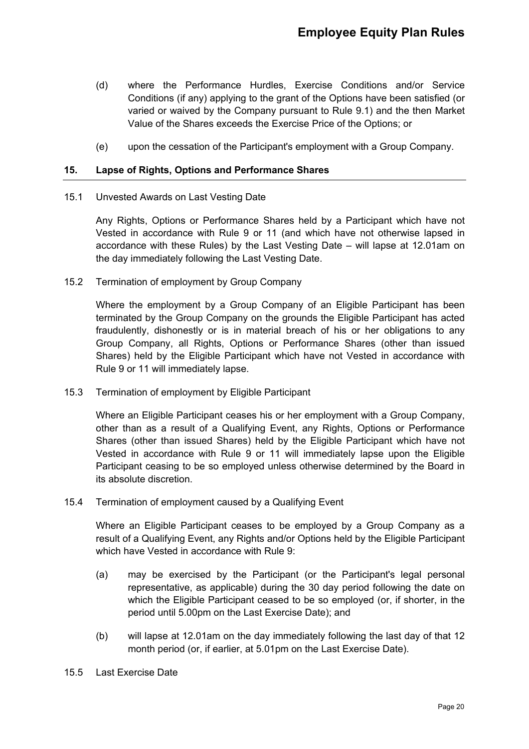(d) where the Performance Hurdles, Exercise Conditions and/or Service Conditions (if any) applying to the grant of the Options have been satisfied (or varied or waived by the Company pursuant to Rule 9.1) and the then Market Value of the Shares exceeds the Exercise Price of the Options; or

(e) upon the cessation of the Participant's employment with a Group Company.

## 15. Lapse of Rights, Options and Performance Shares

15.1 Unvested Awards on Last Vesting Date

Any Rights, Options or Performance Shares held by a Participant which have not Vested in accordance with Rule 9 or 11 (and which have not otherwise lapsed in accordance with these Rules) by the Last Vesting Date – will lapse at 12.01am on the day immediately following the Last Vesting Date.

15.2 Termination of employment by Group Company

Where the employment by a Group Company of an Eligible Participant has been terminated by the Group Company on the grounds the Eligible Participant has acted fraudulently, dishonestly or is in material breach of his or her obligations to any Group Company, all Rights, Options or Performance Shares (other than issued Shares) held by the Eligible Participant which have not Vested in accordance with Rule 9 or 11 will immediately lapse.

15.3 Termination of employment by Eligible Participant

Where an Eligible Participant ceases his or her employment with a Group Company, other than as a result of a Qualifying Event, any Rights, Options or Performance Shares (other than issued Shares) held by the Eligible Participant which have not Vested in accordance with Rule 9 or 11 will immediately lapse upon the Eligible Participant ceasing to be so employed unless otherwise determined by the Board in its absolute discretion.

15.4 Termination of employment caused by a Qualifying Event

Where an Eligible Participant ceases to be employed by a Group Company as a result of a Qualifying Event, any Rights and/or Options held by the Eligible Participant which have Vested in accordance with Rule 9:

(a) may be exercised by the Participant (or the Participant's legal personal representative, as applicable) during the 30 day period following the date on which the Eligible Participant ceased to be so employed (or, if shorter, in the period until 5.00pm on the Last Exercise Date); and

(b) will lapse at 12.01am on the day immediately following the last day of that 12 month period (or, if earlier, at 5.01pm on the Last Exercise Date).

15.5 Last Exercise Date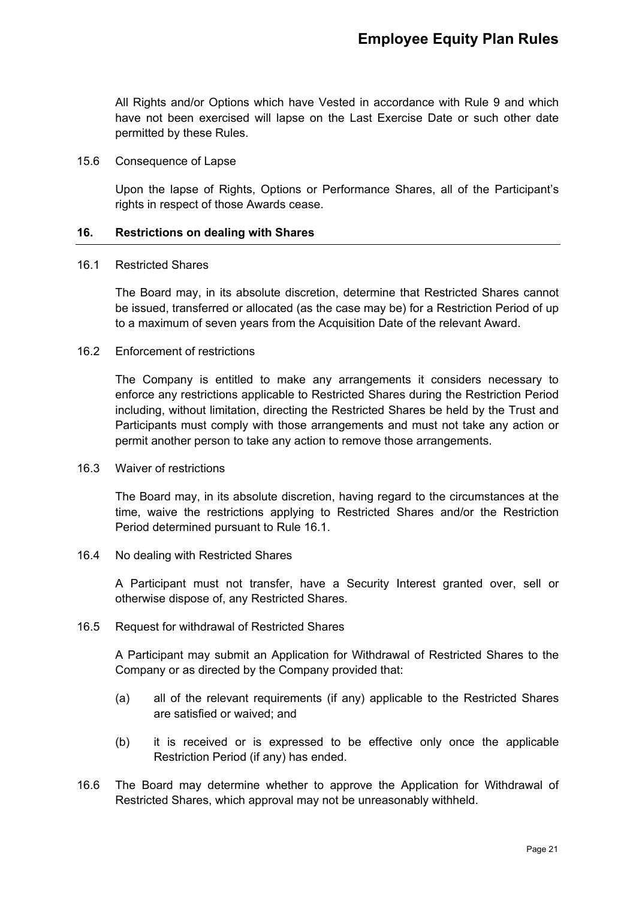All Rights and/or Options which have Vested in accordance with Rule 9 and which have not been exercised will lapse on the Last Exercise Date or such other date permitted by these Rules.

15.6 Consequence of Lapse

Upon the lapse of Rights, Options or Performance Shares, all of the Participant's rights in respect of those Awards cease.

## 16. Restrictions on dealing with Shares

16.1 Restricted Shares

The Board may, in its absolute discretion, determine that Restricted Shares cannot be issued, transferred or allocated (as the case may be) for a Restriction Period of up to a maximum of seven years from the Acquisition Date of the relevant Award.

16.2 Enforcement of restrictions

The Company is entitled to make any arrangements it considers necessary to enforce any restrictions applicable to Restricted Shares during the Restriction Period including, without limitation, directing the Restricted Shares be held by the Trust and Participants must comply with those arrangements and must not take any action or permit another person to take any action to remove those arrangements.

16.3 Waiver of restrictions

The Board may, in its absolute discretion, having regard to the circumstances at the time, waive the restrictions applying to Restricted Shares and/or the Restriction Period determined pursuant to Rule 16.1.

16.4 No dealing with Restricted Shares

A Participant must not transfer, have a Security Interest granted over, sell or otherwise dispose of, any Restricted Shares.

16.5 Request for withdrawal of Restricted Shares

A Participant may submit an Application for Withdrawal of Restricted Shares to the Company or as directed by the Company provided that:

(a) all of the relevant requirements (if any) applicable to the Restricted Shares are satisfied or waived; and

(b) it is received or is expressed to be effective only once the applicable Restriction Period (if any) has ended.

16.6 The Board may determine whether to approve the Application for Withdrawal of Restricted Shares, which approval may not be unreasonably withheld.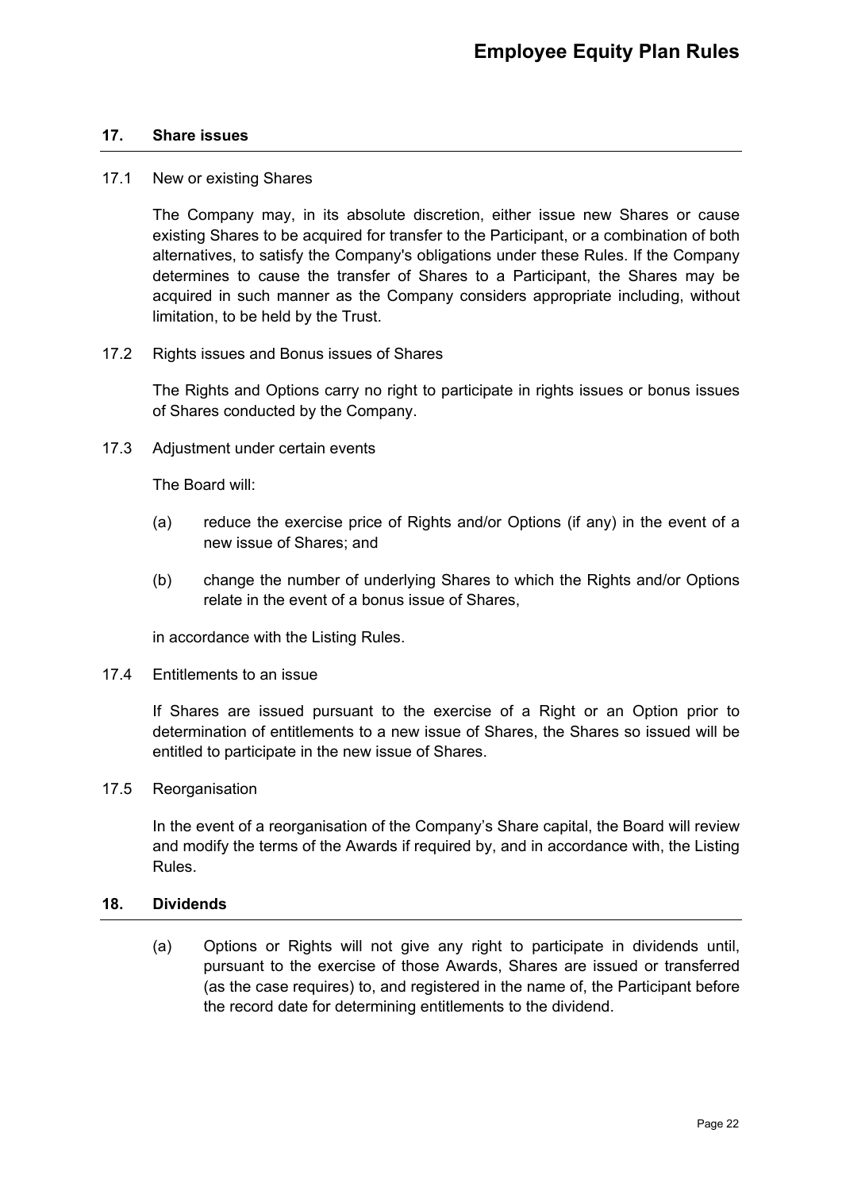## 17. Share issues

17.1 New or existing Shares

The Company may, in its absolute discretion, either issue new Shares or cause existing Shares to be acquired for transfer to the Participant, or a combination of both alternatives, to satisfy the Company's obligations under these Rules. If the Company determines to cause the transfer of Shares to a Participant, the Shares may be acquired in such manner as the Company considers appropriate including, without limitation, to be held by the Trust.

17.2 Rights issues and Bonus issues of Shares

The Rights and Options carry no right to participate in rights issues or bonus issues of Shares conducted by the Company.

17.3 Adjustment under certain events

The Board will:

(a) reduce the exercise price of Rights and/or Options (if any) in the event of a new issue of Shares; and

(b) change the number of underlying Shares to which the Rights and/or Options relate in the event of a bonus issue of Shares,

in accordance with the Listing Rules.

17.4 Entitlements to an issue

If Shares are issued pursuant to the exercise of a Right or an Option prior to determination of entitlements to a new issue of Shares, the Shares so issued will be entitled to participate in the new issue of Shares.

17.5 Reorganisation

In the event of a reorganisation of the Company's Share capital, the Board will review and modify the terms of the Awards if required by, and in accordance with, the Listing Rules.

## 18. Dividends

(a) Options or Rights will not give any right to participate in dividends until, pursuant to the exercise of those Awards, Shares are issued or transferred (as the case requires) to, and registered in the name of, the Participant before the record date for determining entitlements to the dividend.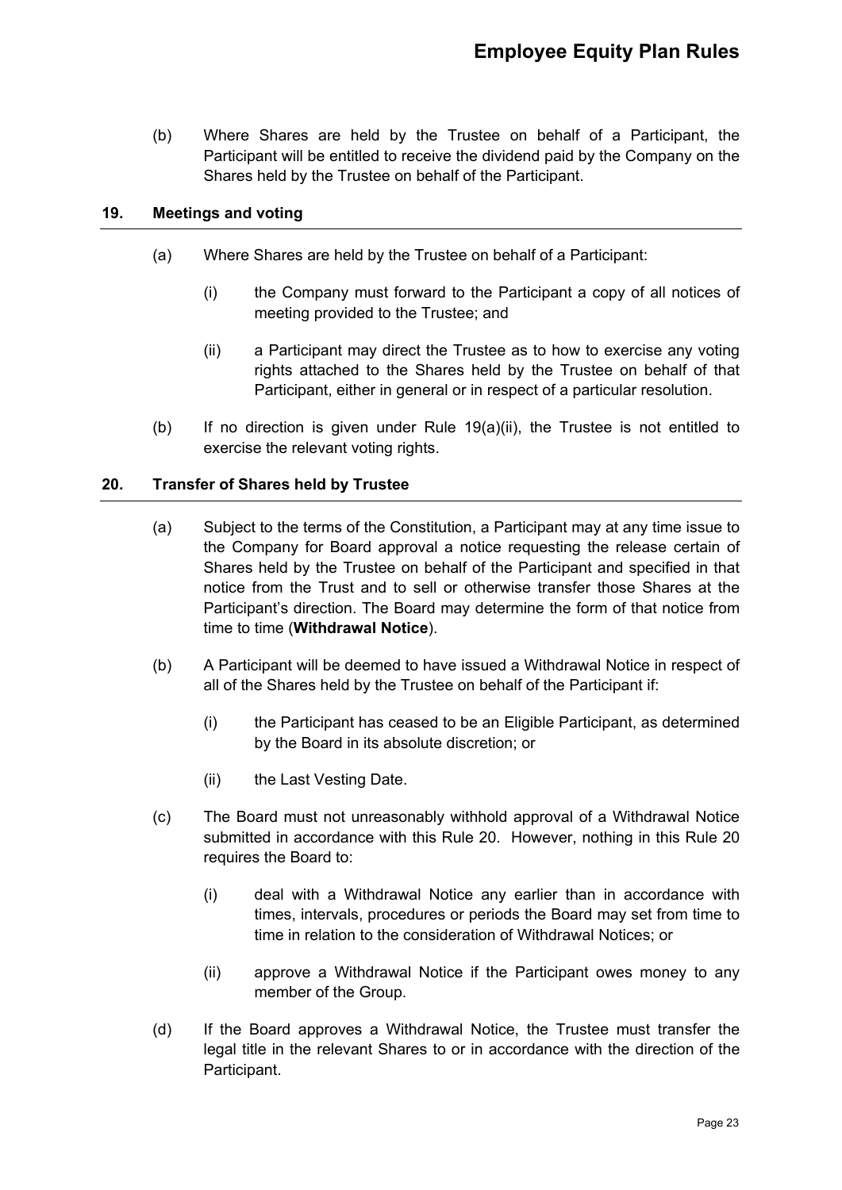(b) Where Shares are held by the Trustee on behalf of a Participant, the Participant will be entitled to receive the dividend paid by the Company on the Shares held by the Trustee on behalf of the Participant.

## 19. Meetings and voting

(a) Where Shares are held by the Trustee on behalf of a Participant:

(i) the Company must forward to the Participant a copy of all notices of meeting provided to the Trustee; and

(ii) a Participant may direct the Trustee as to how to exercise any voting rights attached to the Shares held by the Trustee on behalf of that Participant, either in general or in respect of a particular resolution.

(b) If no direction is given under Rule 19(a)(ii), the Trustee is not entitled to exercise the relevant voting rights.

## 20. Transfer of Shares held by Trustee

(a) Subject to the terms of the Constitution, a Participant may at any time issue to the Company for Board approval a notice requesting the release certain of Shares held by the Trustee on behalf of the Participant and specified in that notice from the Trust and to sell or otherwise transfer those Shares at the Participant's direction. The Board may determine the form of that notice from time to time (**Withdrawal Notice**).

(b) A Participant will be deemed to have issued a Withdrawal Notice in respect of all of the Shares held by the Trustee on behalf of the Participant if:

(i) the Participant has ceased to be an Eligible Participant, as determined by the Board in its absolute discretion; or

(ii) the Last Vesting Date.

(c) The Board must not unreasonably withhold approval of a Withdrawal Notice submitted in accordance with this Rule 20. However, nothing in this Rule 20 requires the Board to:

(i) deal with a Withdrawal Notice any earlier than in accordance with times, intervals, procedures or periods the Board may set from time to time in relation to the consideration of Withdrawal Notices; or

(ii) approve a Withdrawal Notice if the Participant owes money to any member of the Group.

(d) If the Board approves a Withdrawal Notice, the Trustee must transfer the legal title in the relevant Shares to or in accordance with the direction of the Participant.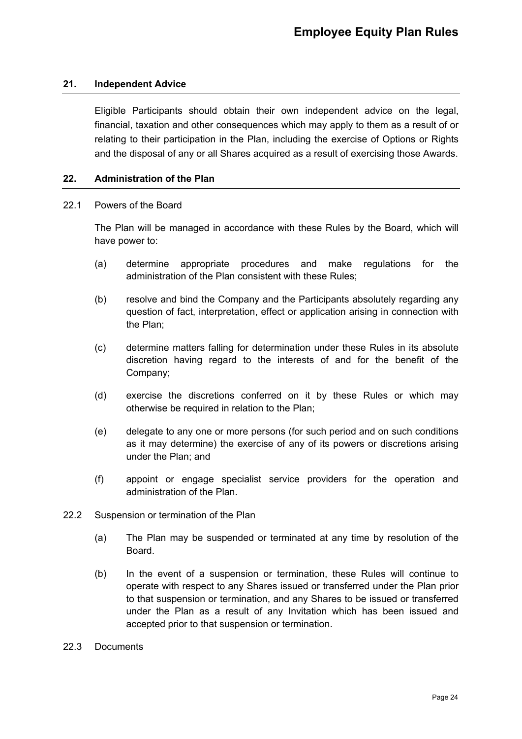## 21. Independent Advice

Eligible Participants should obtain their own independent advice on the legal, financial, taxation and other consequences which may apply to them as a result of or relating to their participation in the Plan, including the exercise of Options or Rights and the disposal of any or all Shares acquired as a result of exercising those Awards.

## 22. Administration of the Plan

22.1 Powers of the Board

The Plan will be managed in accordance with these Rules by the Board, which will have power to:

(a) determine appropriate procedures and make regulations for the administration of the Plan consistent with these Rules;

(b) resolve and bind the Company and the Participants absolutely regarding any question of fact, interpretation, effect or application arising in connection with the Plan;

(c) determine matters falling for determination under these Rules in its absolute discretion having regard to the interests of and for the benefit of the Company;

(d) exercise the discretions conferred on it by these Rules or which may otherwise be required in relation to the Plan;

(e) delegate to any one or more persons (for such period and on such conditions as it may determine) the exercise of any of its powers or discretions arising under the Plan; and

(f) appoint or engage specialist service providers for the operation and administration of the Plan.

22.2 Suspension or termination of the Plan

(a) The Plan may be suspended or terminated at any time by resolution of the Board.

(b) In the event of a suspension or termination, these Rules will continue to operate with respect to any Shares issued or transferred under the Plan prior to that suspension or termination, and any Shares to be issued or transferred under the Plan as a result of any Invitation which has been issued and accepted prior to that suspension or termination.

22.3 Documents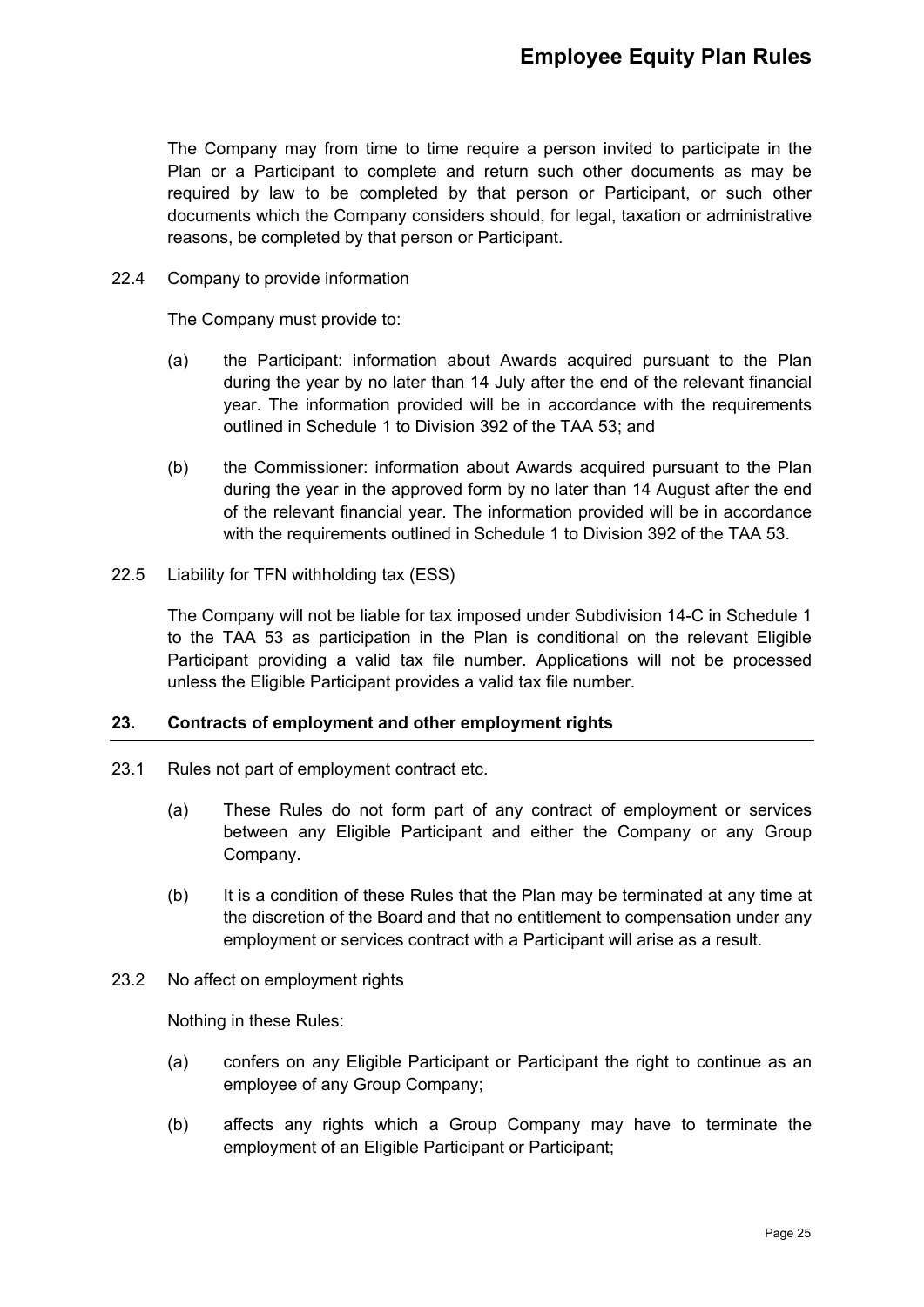The Company may from time to time require a person invited to participate in the Plan or a Participant to complete and return such other documents as may be required by law to be completed by that person or Participant, or such other documents which the Company considers should, for legal, taxation or administrative reasons, be completed by that person or Participant.

22.4 Company to provide information

The Company must provide to:

(a) the Participant: information about Awards acquired pursuant to the Plan during the year by no later than 14 July after the end of the relevant financial year. The information provided will be in accordance with the requirements outlined in Schedule 1 to Division 392 of the TAA 53; and

(b) the Commissioner: information about Awards acquired pursuant to the Plan during the year in the approved form by no later than 14 August after the end of the relevant financial year. The information provided will be in accordance with the requirements outlined in Schedule 1 to Division 392 of the TAA 53.

22.5 Liability for TFN withholding tax (ESS)

The Company will not be liable for tax imposed under Subdivision 14-C in Schedule 1 to the TAA 53 as participation in the Plan is conditional on the relevant Eligible Participant providing a valid tax file number. Applications will not be processed unless the Eligible Participant provides a valid tax file number.

## 23. Contracts of employment and other employment rights

23.1 Rules not part of employment contract etc.

(a) These Rules do not form part of any contract of employment or services between any Eligible Participant and either the Company or any Group Company.

(b) It is a condition of these Rules that the Plan may be terminated at any time at the discretion of the Board and that no entitlement to compensation under any employment or services contract with a Participant will arise as a result.

23.2 No affect on employment rights

Nothing in these Rules:

(a) confers on any Eligible Participant or Participant the right to continue as an employee of any Group Company;

(b) affects any rights which a Group Company may have to terminate the employment of an Eligible Participant or Participant;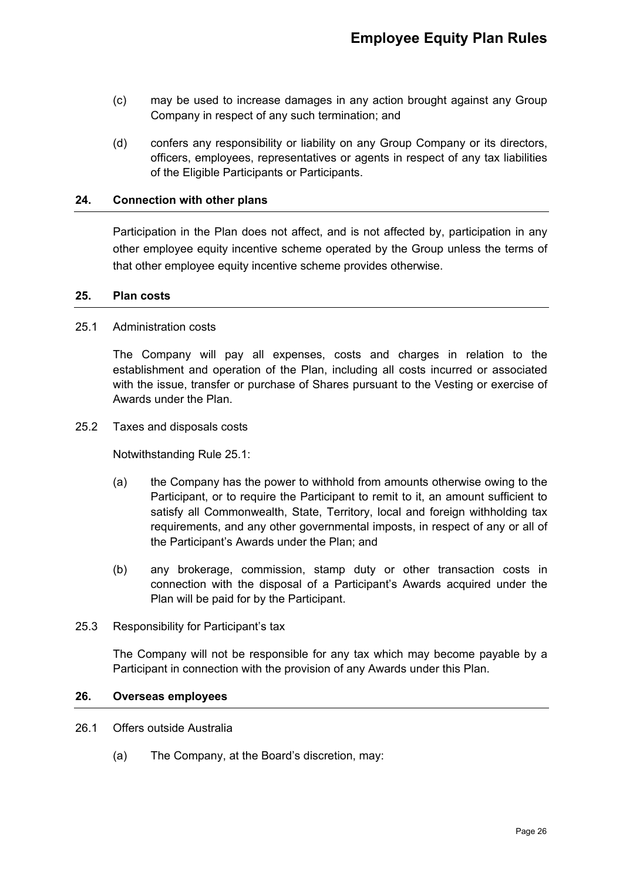(c) may be used to increase damages in any action brought against any Group Company in respect of any such termination; and

(d) confers any responsibility or liability on any Group Company or its directors, officers, employees, representatives or agents in respect of any tax liabilities of the Eligible Participants or Participants.

## 24. Connection with other plans

Participation in the Plan does not affect, and is not affected by, participation in any other employee equity incentive scheme operated by the Group unless the terms of that other employee equity incentive scheme provides otherwise.

## 25. Plan costs

25.1 Administration costs

The Company will pay all expenses, costs and charges in relation to the establishment and operation of the Plan, including all costs incurred or associated with the issue, transfer or purchase of Shares pursuant to the Vesting or exercise of Awards under the Plan.

25.2 Taxes and disposals costs

Notwithstanding Rule 25.1:

(a) the Company has the power to withhold from amounts otherwise owing to the Participant, or to require the Participant to remit to it, an amount sufficient to satisfy all Commonwealth, State, Territory, local and foreign withholding tax requirements, and any other governmental imposts, in respect of any or all of the Participant's Awards under the Plan; and

(b) any brokerage, commission, stamp duty or other transaction costs in connection with the disposal of a Participant's Awards acquired under the Plan will be paid for by the Participant.

25.3 Responsibility for Participant's tax

The Company will not be responsible for any tax which may become payable by a Participant in connection with the provision of any Awards under this Plan.

## 26. Overseas employees

26.1 Offers outside Australia

(a) The Company, at the Board's discretion, may: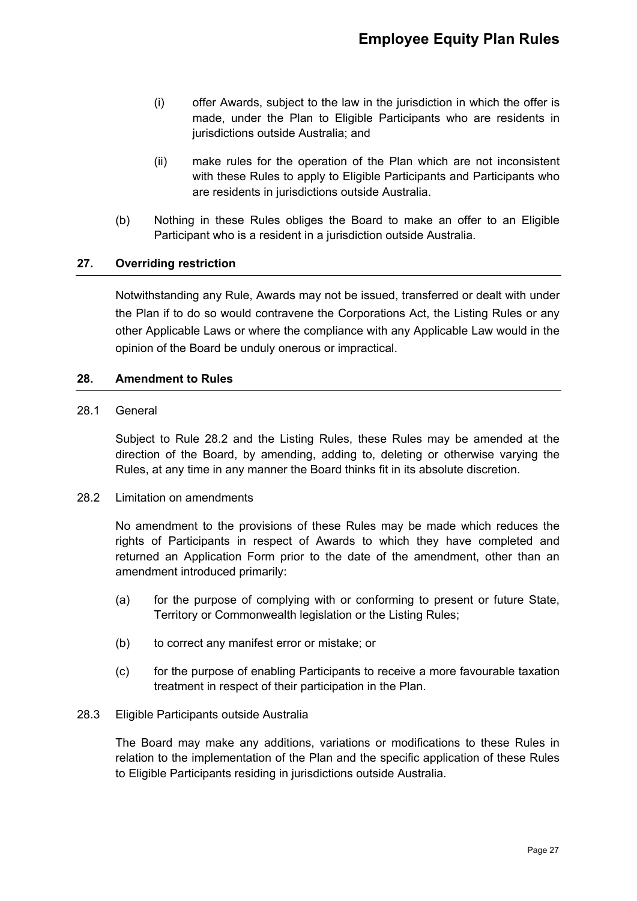(i) offer Awards, subject to the law in the jurisdiction in which the offer is made, under the Plan to Eligible Participants who are residents in jurisdictions outside Australia; and

(ii) make rules for the operation of the Plan which are not inconsistent with these Rules to apply to Eligible Participants and Participants who are residents in jurisdictions outside Australia.

(b) Nothing in these Rules obliges the Board to make an offer to an Eligible Participant who is a resident in a jurisdiction outside Australia.

## 27. Overriding restriction

Notwithstanding any Rule, Awards may not be issued, transferred or dealt with under the Plan if to do so would contravene the Corporations Act, the Listing Rules or any other Applicable Laws or where the compliance with any Applicable Law would in the opinion of the Board be unduly onerous or impractical.

## 28. Amendment to Rules

### 28.1 General

Subject to Rule 28.2 and the Listing Rules, these Rules may be amended at the direction of the Board, by amending, adding to, deleting or otherwise varying the Rules, at any time in any manner the Board thinks fit in its absolute discretion.

### 28.2 Limitation on amendments

No amendment to the provisions of these Rules may be made which reduces the rights of Participants in respect of Awards to which they have completed and returned an Application Form prior to the date of the amendment, other than an amendment introduced primarily:

(a) for the purpose of complying with or conforming to present or future State, Territory or Commonwealth legislation or the Listing Rules;

(b) to correct any manifest error or mistake; or

(c) for the purpose of enabling Participants to receive a more favourable taxation treatment in respect of their participation in the Plan.

### 28.3 Eligible Participants outside Australia

The Board may make any additions, variations or modifications to these Rules in relation to the implementation of the Plan and the specific application of these Rules to Eligible Participants residing in jurisdictions outside Australia.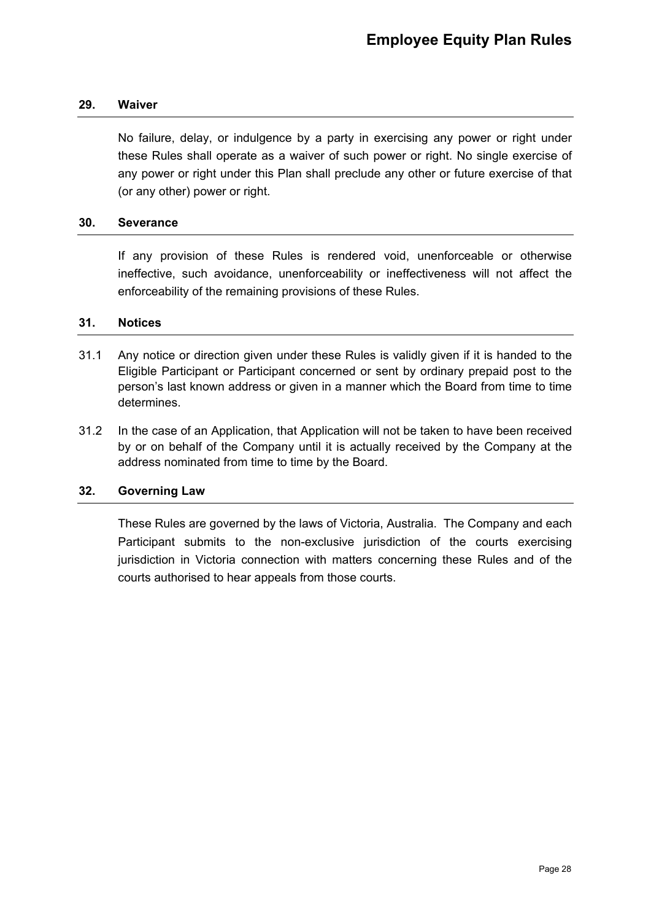## 29. Waiver

No failure, delay, or indulgence by a party in exercising any power or right under these Rules shall operate as a waiver of such power or right. No single exercise of any power or right under this Plan shall preclude any other or future exercise of that (or any other) power or right.

## 30. Severance

If any provision of these Rules is rendered void, unenforceable or otherwise ineffective, such avoidance, unenforceability or ineffectiveness will not affect the enforceability of the remaining provisions of these Rules.

## 31. Notices

31.1 Any notice or direction given under these Rules is validly given if it is handed to the Eligible Participant or Participant concerned or sent by ordinary prepaid post to the person's last known address or given in a manner which the Board from time to time determines.

31.2 In the case of an Application, that Application will not be taken to have been received by or on behalf of the Company until it is actually received by the Company at the address nominated from time to time by the Board.

## 32. Governing Law

These Rules are governed by the laws of Victoria, Australia. The Company and each Participant submits to the non-exclusive jurisdiction of the courts exercising jurisdiction in Victoria connection with matters concerning these Rules and of the courts authorised to hear appeals from those courts.